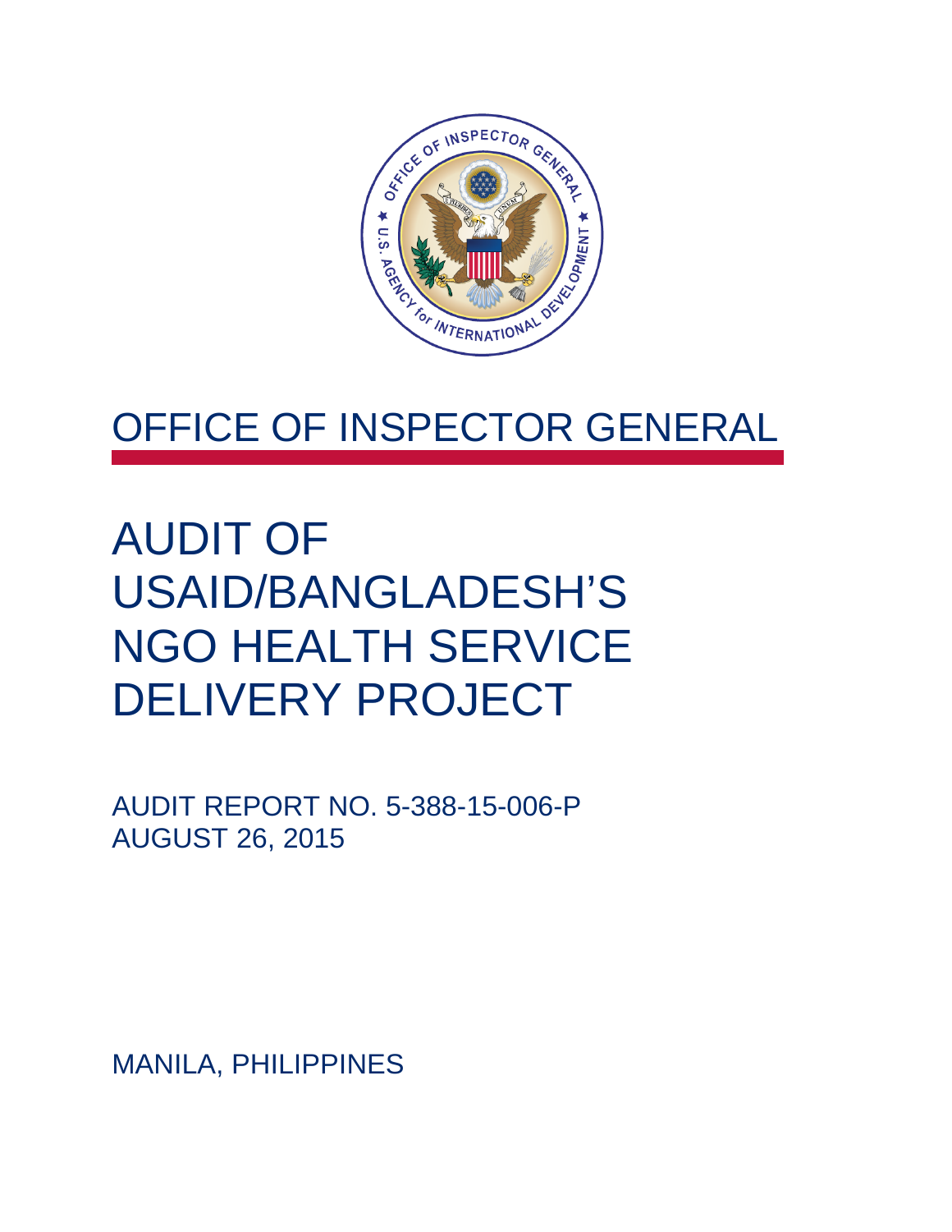# OFFICE OF INSPECTOR GENERAL

# AUDIT OF USAID/BANGLADESH'S NGO HEALTH SERVICE DELIVERY PROJECT

AUDIT REPORT NO. 5-388-15-006-P
AUGUST 26, 2015

MANILA, PHILIPPINES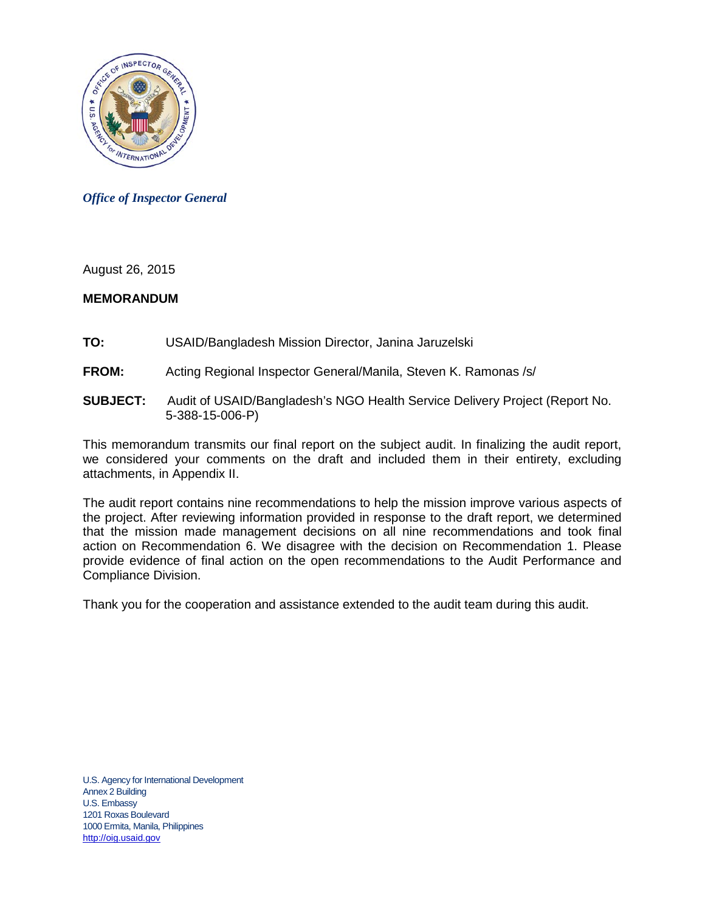*Office of Inspector General*

August 26, 2015

**MEMORANDUM**

**TO:** USAID/Bangladesh Mission Director, Janina Jaruzelski

**FROM:** Acting Regional Inspector General/Manila, Steven K. Ramonas /s/

**SUBJECT:** Audit of USAID/Bangladesh's NGO Health Service Delivery Project (Report No. 5-388-15-006-P)

This memorandum transmits our final report on the subject audit. In finalizing the audit report, we considered your comments on the draft and included them in their entirety, excluding attachments, in Appendix II.

The audit report contains nine recommendations to help the mission improve various aspects of the project. After reviewing information provided in response to the draft report, we determined that the mission made management decisions on all nine recommendations and took final action on Recommendation 6. We disagree with the decision on Recommendation 1. Please provide evidence of final action on the open recommendations to the Audit Performance and Compliance Division.

Thank you for the cooperation and assistance extended to the audit team during this audit.

U.S. Agency for International Development
Annex 2 Building
U.S. Embassy
1201 Roxas Boulevard
1000 Ermita, Manila, Philippines
http://oig.usaid.gov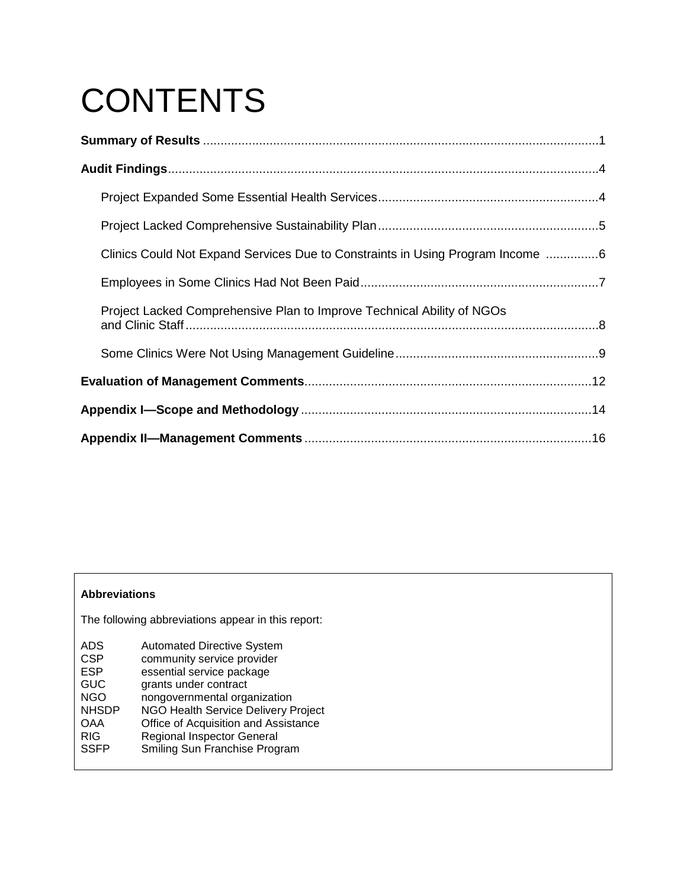# CONTENTS

**Summary of Results** ................................................................................................................ 1

**Audit Findings** .......................................................................................................................... 4

- Project Expanded Some Essential Health Services .............................................................. 4
- Project Lacked Comprehensive Sustainability Plan ............................................................... 5
- Clinics Could Not Expand Services Due to Constraints in Using Program Income ............... 6
- Employees in Some Clinics Had Not Been Paid .................................................................... 7
- Project Lacked Comprehensive Plan to Improve Technical Ability of NGOs and Clinic Staff ...................................................................................................................... 8
- Some Clinics Were Not Using Management Guideline .......................................................... 9

**Evaluation of Management Comments** ................................................................................. 12

**Appendix I—Scope and Methodology** .................................................................................. 14

**Appendix II—Management Comments** ................................................................................. 16

**Abbreviations**

The following abbreviations appear in this report:

| | |
|---|---|
| ADS | Automated Directive System |
| CSP | community service provider |
| ESP | essential service package |
| GUC | grants under contract |
| NGO | nongovernmental organization |
| NHSDP | NGO Health Service Delivery Project |
| OAA | Office of Acquisition and Assistance |
| RIG | Regional Inspector General |
| SSFP | Smiling Sun Franchise Program |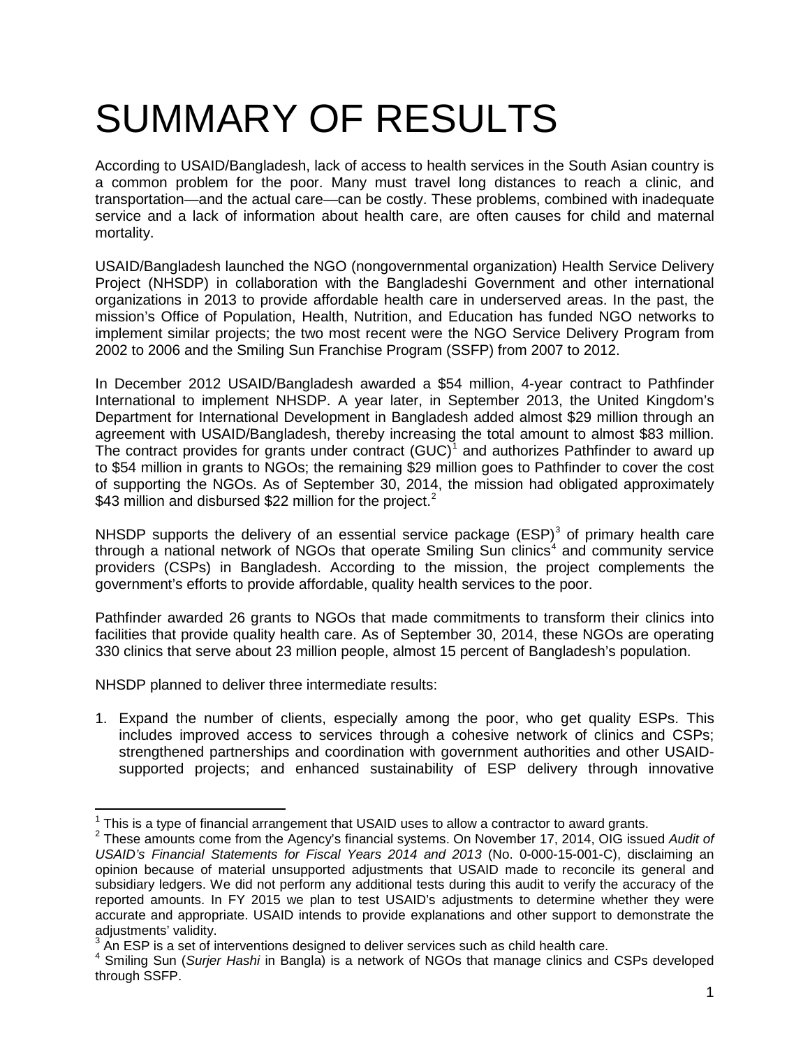# SUMMARY OF RESULTS

According to USAID/Bangladesh, lack of access to health services in the South Asian country is a common problem for the poor. Many must travel long distances to reach a clinic, and transportation—and the actual care—can be costly. These problems, combined with inadequate service and a lack of information about health care, are often causes for child and maternal mortality.

USAID/Bangladesh launched the NGO (nongovernmental organization) Health Service Delivery Project (NHSDP) in collaboration with the Bangladeshi Government and other international organizations in 2013 to provide affordable health care in underserved areas. In the past, the mission's Office of Population, Health, Nutrition, and Education has funded NGO networks to implement similar projects; the two most recent were the NGO Service Delivery Program from 2002 to 2006 and the Smiling Sun Franchise Program (SSFP) from 2007 to 2012.

In December 2012 USAID/Bangladesh awarded a $54 million, 4-year contract to Pathfinder International to implement NHSDP. A year later, in September 2013, the United Kingdom's Department for International Development in Bangladesh added almost $29 million through an agreement with USAID/Bangladesh, thereby increasing the total amount to almost $83 million. The contract provides for grants under contract (GUC)[1] and authorizes Pathfinder to award up to $54 million in grants to NGOs; the remaining $29 million goes to Pathfinder to cover the cost of supporting the NGOs. As of September 30, 2014, the mission had obligated approximately $43 million and disbursed $22 million for the project.[2]

NHSDP supports the delivery of an essential service package (ESP)[3] of primary health care through a national network of NGOs that operate Smiling Sun clinics[4] and community service providers (CSPs) in Bangladesh. According to the mission, the project complements the government's efforts to provide affordable, quality health services to the poor.

Pathfinder awarded 26 grants to NGOs that made commitments to transform their clinics into facilities that provide quality health care. As of September 30, 2014, these NGOs are operating 330 clinics that serve about 23 million people, almost 15 percent of Bangladesh's population.

NHSDP planned to deliver three intermediate results:

1. Expand the number of clients, especially among the poor, who get quality ESPs. This includes improved access to services through a cohesive network of clinics and CSPs; strengthened partnerships and coordination with government authorities and other USAID-supported projects; and enhanced sustainability of ESP delivery through innovative

---

[1] This is a type of financial arrangement that USAID uses to allow a contractor to award grants.

[2] These amounts come from the Agency's financial systems. On November 17, 2014, OIG issued *Audit of USAID's Financial Statements for Fiscal Years 2014 and 2013* (No. 0-000-15-001-C), disclaiming an opinion because of material unsupported adjustments that USAID made to reconcile its general and subsidiary ledgers. We did not perform any additional tests during this audit to verify the accuracy of the reported amounts. In FY 2015 we plan to test USAID's adjustments to determine whether they were accurate and appropriate. USAID intends to provide explanations and other support to demonstrate the adjustments' validity.

[3] An ESP is a set of interventions designed to deliver services such as child health care.

[4] Smiling Sun (*Surjer Hashi* in Bangla) is a network of NGOs that manage clinics and CSPs developed through SSFP.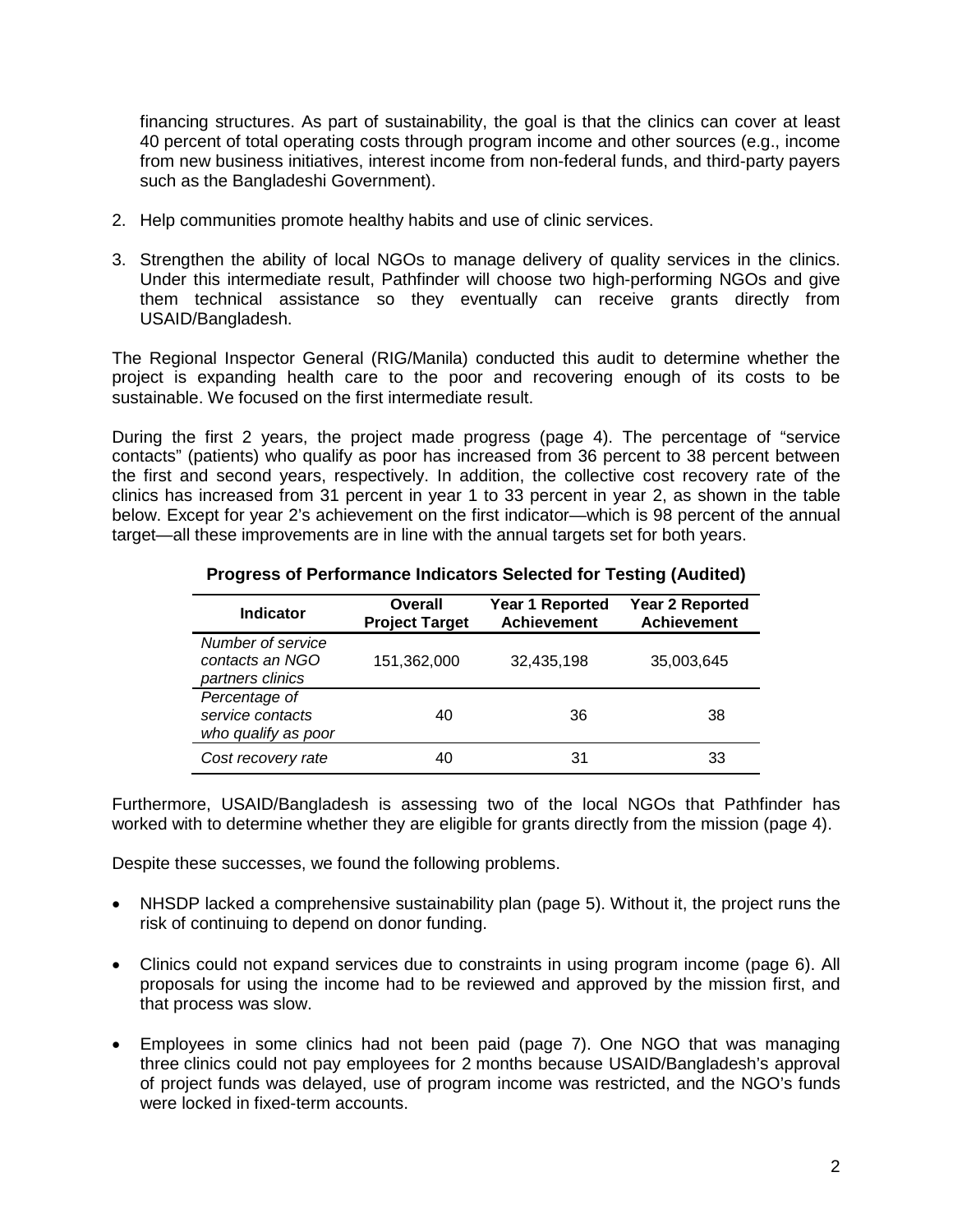financing structures. As part of sustainability, the goal is that the clinics can cover at least 40 percent of total operating costs through program income and other sources (e.g., income from new business initiatives, interest income from non-federal funds, and third-party payers such as the Bangladeshi Government).

2. Help communities promote healthy habits and use of clinic services.

3. Strengthen the ability of local NGOs to manage delivery of quality services in the clinics. Under this intermediate result, Pathfinder will choose two high-performing NGOs and give them technical assistance so they eventually can receive grants directly from USAID/Bangladesh.

The Regional Inspector General (RIG/Manila) conducted this audit to determine whether the project is expanding health care to the poor and recovering enough of its costs to be sustainable. We focused on the first intermediate result.

During the first 2 years, the project made progress (page 4). The percentage of "service contacts" (patients) who qualify as poor has increased from 36 percent to 38 percent between the first and second years, respectively. In addition, the collective cost recovery rate of the clinics has increased from 31 percent in year 1 to 33 percent in year 2, as shown in the table below. Except for year 2's achievement on the first indicator—which is 98 percent of the annual target—all these improvements are in line with the annual targets set for both years.

**Progress of Performance Indicators Selected for Testing (Audited)**

| Indicator | Overall Project Target | Year 1 Reported Achievement | Year 2 Reported Achievement |
|---|---|---|---|
| *Number of service contacts an NGO partners clinics* | 151,362,000 | 32,435,198 | 35,003,645 |
| *Percentage of service contacts who qualify as poor* | 40 | 36 | 38 |
| *Cost recovery rate* | 40 | 31 | 33 |

Furthermore, USAID/Bangladesh is assessing two of the local NGOs that Pathfinder has worked with to determine whether they are eligible for grants directly from the mission (page 4).

Despite these successes, we found the following problems.

- NHSDP lacked a comprehensive sustainability plan (page 5). Without it, the project runs the risk of continuing to depend on donor funding.

- Clinics could not expand services due to constraints in using program income (page 6). All proposals for using the income had to be reviewed and approved by the mission first, and that process was slow.

- Employees in some clinics had not been paid (page 7). One NGO that was managing three clinics could not pay employees for 2 months because USAID/Bangladesh's approval of project funds was delayed, use of program income was restricted, and the NGO's funds were locked in fixed-term accounts.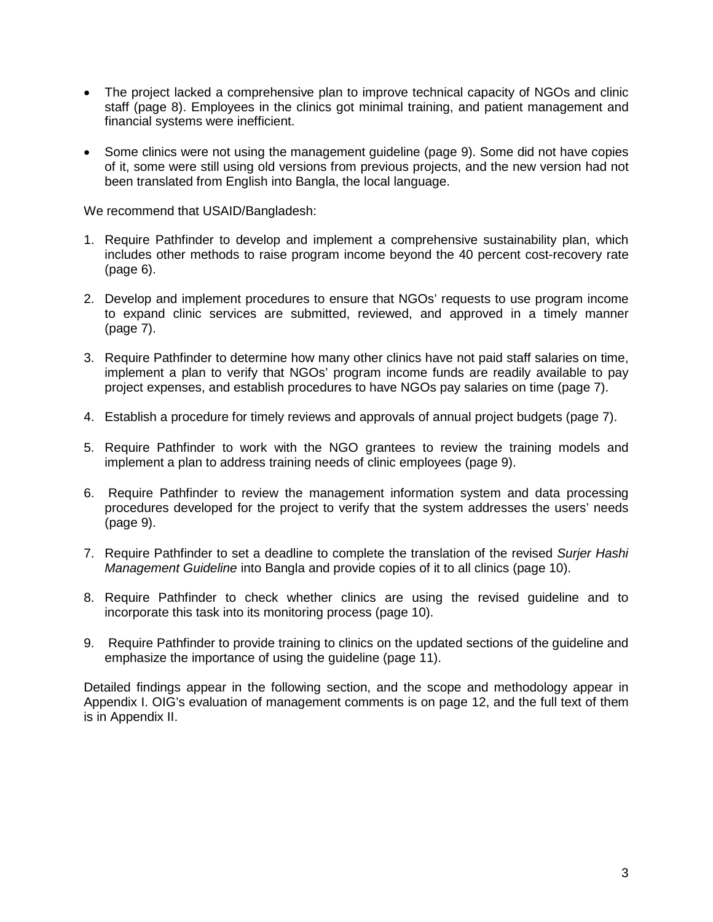- The project lacked a comprehensive plan to improve technical capacity of NGOs and clinic staff (page 8). Employees in the clinics got minimal training, and patient management and financial systems were inefficient.

- Some clinics were not using the management guideline (page 9). Some did not have copies of it, some were still using old versions from previous projects, and the new version had not been translated from English into Bangla, the local language.

We recommend that USAID/Bangladesh:

1. Require Pathfinder to develop and implement a comprehensive sustainability plan, which includes other methods to raise program income beyond the 40 percent cost-recovery rate (page 6).

2. Develop and implement procedures to ensure that NGOs' requests to use program income to expand clinic services are submitted, reviewed, and approved in a timely manner (page 7).

3. Require Pathfinder to determine how many other clinics have not paid staff salaries on time, implement a plan to verify that NGOs' program income funds are readily available to pay project expenses, and establish procedures to have NGOs pay salaries on time (page 7).

4. Establish a procedure for timely reviews and approvals of annual project budgets (page 7).

5. Require Pathfinder to work with the NGO grantees to review the training models and implement a plan to address training needs of clinic employees (page 9).

6. Require Pathfinder to review the management information system and data processing procedures developed for the project to verify that the system addresses the users' needs (page 9).

7. Require Pathfinder to set a deadline to complete the translation of the revised *Surjer Hashi Management Guideline* into Bangla and provide copies of it to all clinics (page 10).

8. Require Pathfinder to check whether clinics are using the revised guideline and to incorporate this task into its monitoring process (page 10).

9. Require Pathfinder to provide training to clinics on the updated sections of the guideline and emphasize the importance of using the guideline (page 11).

Detailed findings appear in the following section, and the scope and methodology appear in Appendix I. OIG's evaluation of management comments is on page 12, and the full text of them is in Appendix II.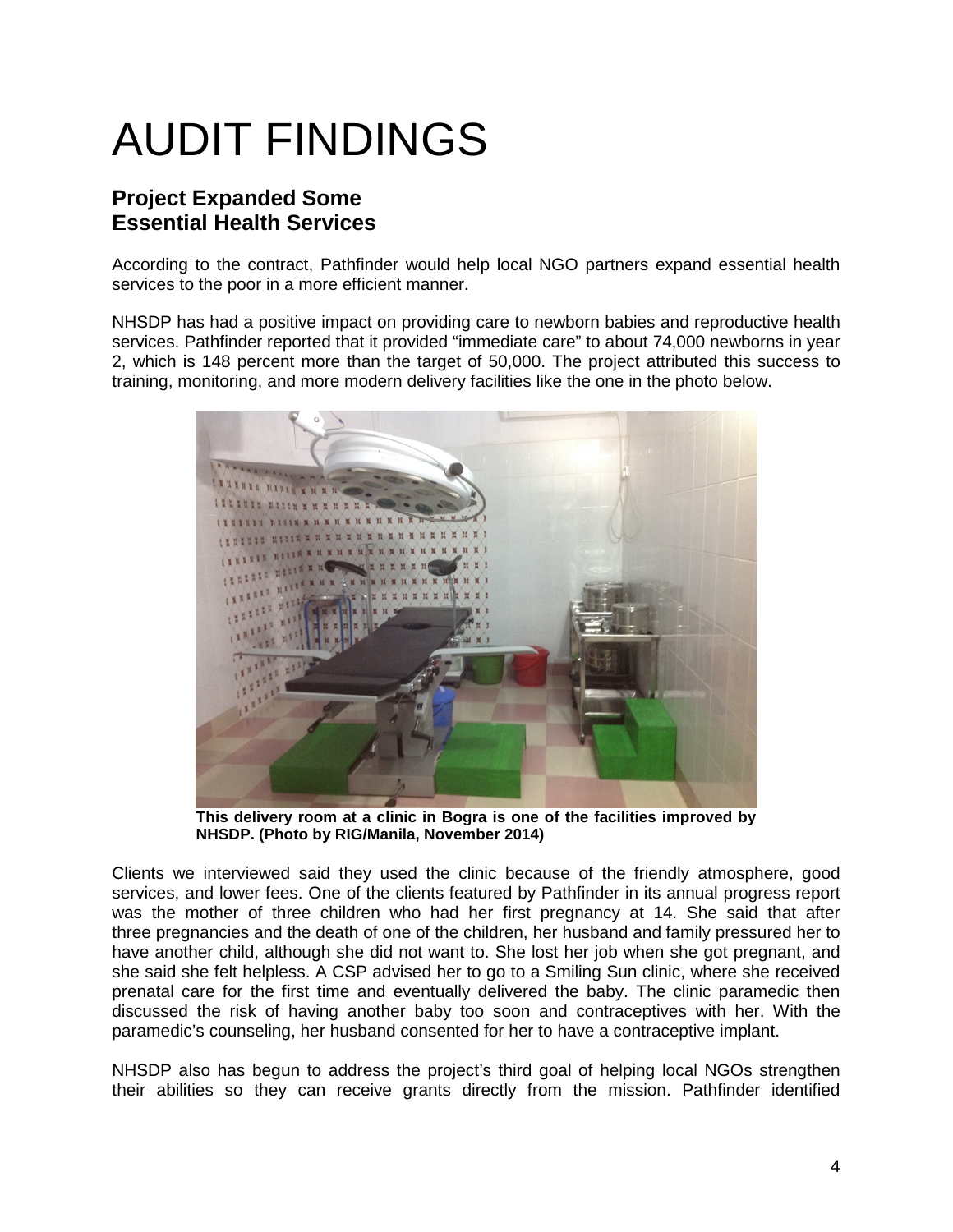# AUDIT FINDINGS

## Project Expanded Some Essential Health Services

According to the contract, Pathfinder would help local NGO partners expand essential health services to the poor in a more efficient manner.

NHSDP has had a positive impact on providing care to newborn babies and reproductive health services. Pathfinder reported that it provided "immediate care" to about 74,000 newborns in year 2, which is 148 percent more than the target of 50,000. The project attributed this success to training, monitoring, and more modern delivery facilities like the one in the photo below.

**This delivery room at a clinic in Bogra is one of the facilities improved by NHSDP. (Photo by RIG/Manila, November 2014)**

Clients we interviewed said they used the clinic because of the friendly atmosphere, good services, and lower fees. One of the clients featured by Pathfinder in its annual progress report was the mother of three children who had her first pregnancy at 14. She said that after three pregnancies and the death of one of the children, her husband and family pressured her to have another child, although she did not want to. She lost her job when she got pregnant, and she said she felt helpless. A CSP advised her to go to a Smiling Sun clinic, where she received prenatal care for the first time and eventually delivered the baby. The clinic paramedic then discussed the risk of having another baby too soon and contraceptives with her. With the paramedic's counseling, her husband consented for her to have a contraceptive implant.

NHSDP also has begun to address the project's third goal of helping local NGOs strengthen their abilities so they can receive grants directly from the mission. Pathfinder identified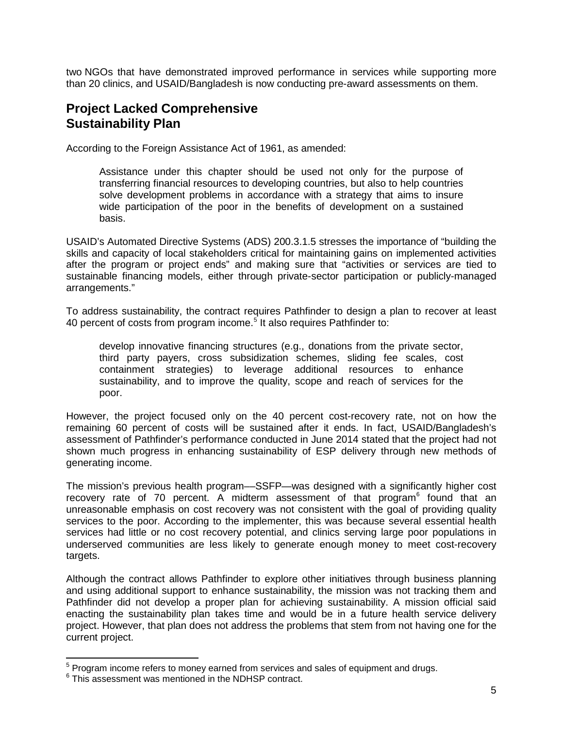two NGOs that have demonstrated improved performance in services while supporting more than 20 clinics, and USAID/Bangladesh is now conducting pre-award assessments on them.

## Project Lacked Comprehensive Sustainability Plan

According to the Foreign Assistance Act of 1961, as amended:

> Assistance under this chapter should be used not only for the purpose of transferring financial resources to developing countries, but also to help countries solve development problems in accordance with a strategy that aims to insure wide participation of the poor in the benefits of development on a sustained basis.

USAID's Automated Directive Systems (ADS) 200.3.1.5 stresses the importance of "building the skills and capacity of local stakeholders critical for maintaining gains on implemented activities after the program or project ends" and making sure that "activities or services are tied to sustainable financing models, either through private-sector participation or publicly-managed arrangements."

To address sustainability, the contract requires Pathfinder to design a plan to recover at least 40 percent of costs from program income.[5] It also requires Pathfinder to:

> develop innovative financing structures (e.g., donations from the private sector, third party payers, cross subsidization schemes, sliding fee scales, cost containment strategies) to leverage additional resources to enhance sustainability, and to improve the quality, scope and reach of services for the poor.

However, the project focused only on the 40 percent cost-recovery rate, not on how the remaining 60 percent of costs will be sustained after it ends. In fact, USAID/Bangladesh's assessment of Pathfinder's performance conducted in June 2014 stated that the project had not shown much progress in enhancing sustainability of ESP delivery through new methods of generating income.

The mission's previous health program—SSFP—was designed with a significantly higher cost recovery rate of 70 percent. A midterm assessment of that program[6] found that an unreasonable emphasis on cost recovery was not consistent with the goal of providing quality services to the poor. According to the implementer, this was because several essential health services had little or no cost recovery potential, and clinics serving large poor populations in underserved communities are less likely to generate enough money to meet cost-recovery targets.

Although the contract allows Pathfinder to explore other initiatives through business planning and using additional support to enhance sustainability, the mission was not tracking them and Pathfinder did not develop a proper plan for achieving sustainability. A mission official said enacting the sustainability plan takes time and would be in a future health service delivery project. However, that plan does not address the problems that stem from not having one for the current project.

---

[5] Program income refers to money earned from services and sales of equipment and drugs.

[6] This assessment was mentioned in the NDHSP contract.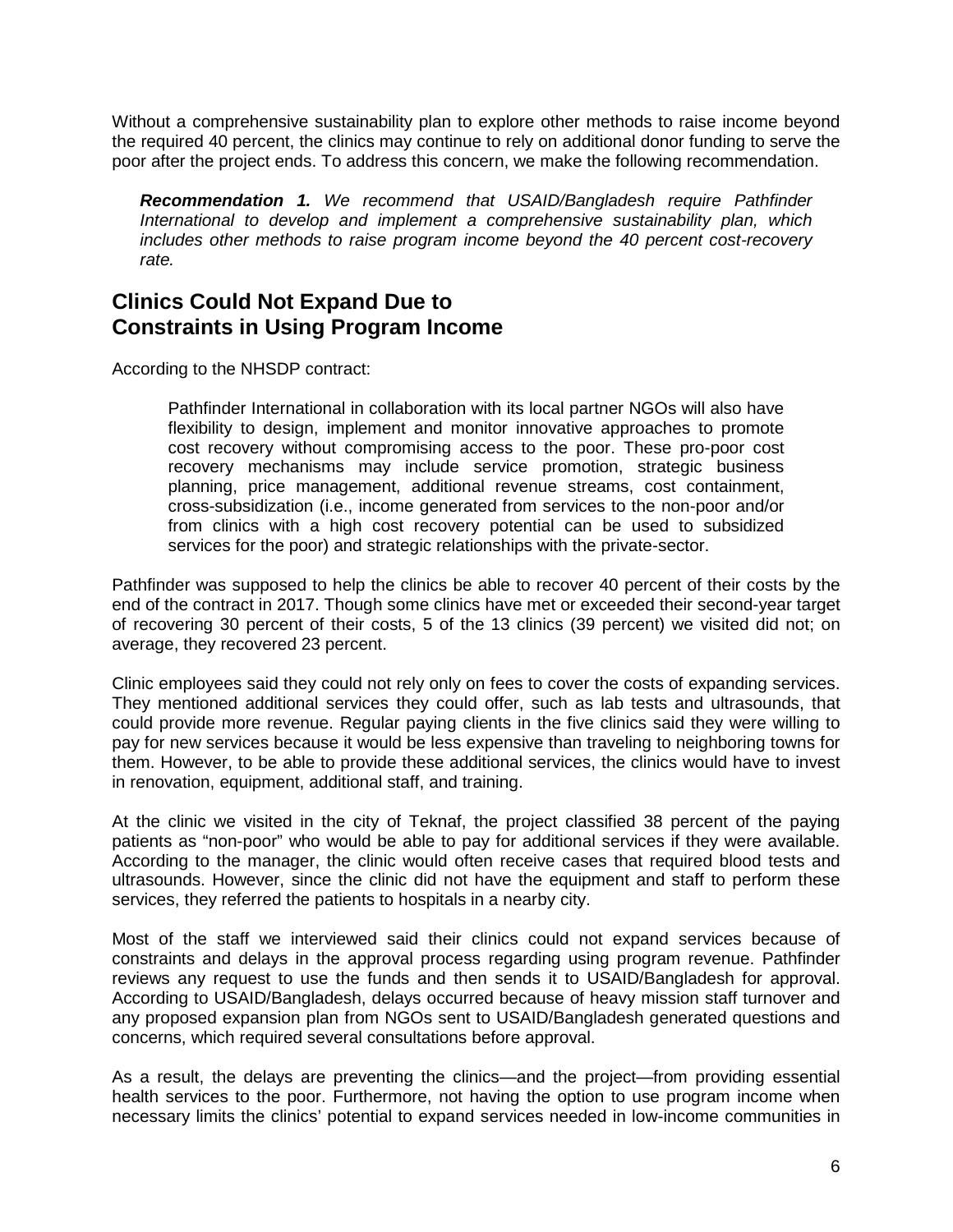Without a comprehensive sustainability plan to explore other methods to raise income beyond the required 40 percent, the clinics may continue to rely on additional donor funding to serve the poor after the project ends. To address this concern, we make the following recommendation.

> ***Recommendation 1.*** *We recommend that USAID/Bangladesh require Pathfinder International to develop and implement a comprehensive sustainability plan, which includes other methods to raise program income beyond the 40 percent cost-recovery rate.*

## Clinics Could Not Expand Due to Constraints in Using Program Income

According to the NHSDP contract:

> Pathfinder International in collaboration with its local partner NGOs will also have flexibility to design, implement and monitor innovative approaches to promote cost recovery without compromising access to the poor. These pro-poor cost recovery mechanisms may include service promotion, strategic business planning, price management, additional revenue streams, cost containment, cross-subsidization (i.e., income generated from services to the non-poor and/or from clinics with a high cost recovery potential can be used to subsidized services for the poor) and strategic relationships with the private-sector.

Pathfinder was supposed to help the clinics be able to recover 40 percent of their costs by the end of the contract in 2017. Though some clinics have met or exceeded their second-year target of recovering 30 percent of their costs, 5 of the 13 clinics (39 percent) we visited did not; on average, they recovered 23 percent.

Clinic employees said they could not rely only on fees to cover the costs of expanding services. They mentioned additional services they could offer, such as lab tests and ultrasounds, that could provide more revenue. Regular paying clients in the five clinics said they were willing to pay for new services because it would be less expensive than traveling to neighboring towns for them. However, to be able to provide these additional services, the clinics would have to invest in renovation, equipment, additional staff, and training.

At the clinic we visited in the city of Teknaf, the project classified 38 percent of the paying patients as "non-poor" who would be able to pay for additional services if they were available. According to the manager, the clinic would often receive cases that required blood tests and ultrasounds. However, since the clinic did not have the equipment and staff to perform these services, they referred the patients to hospitals in a nearby city.

Most of the staff we interviewed said their clinics could not expand services because of constraints and delays in the approval process regarding using program revenue. Pathfinder reviews any request to use the funds and then sends it to USAID/Bangladesh for approval. According to USAID/Bangladesh, delays occurred because of heavy mission staff turnover and any proposed expansion plan from NGOs sent to USAID/Bangladesh generated questions and concerns, which required several consultations before approval.

As a result, the delays are preventing the clinics—and the project—from providing essential health services to the poor. Furthermore, not having the option to use program income when necessary limits the clinics' potential to expand services needed in low-income communities in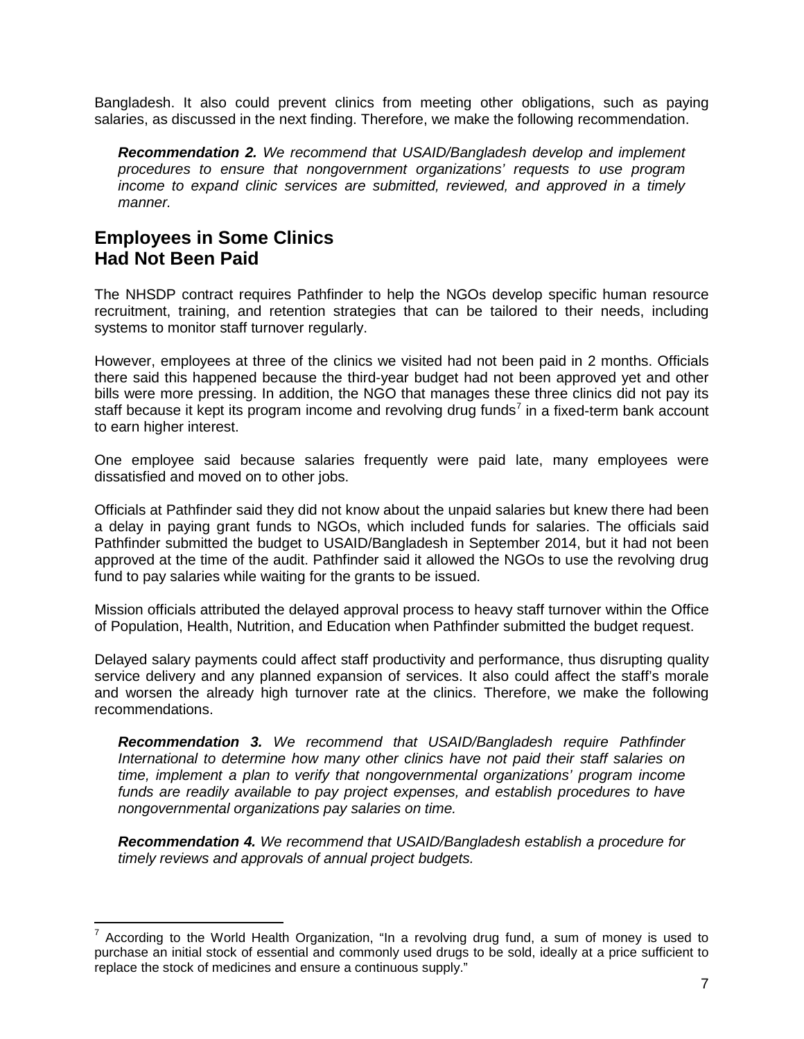Bangladesh. It also could prevent clinics from meeting other obligations, such as paying salaries, as discussed in the next finding. Therefore, we make the following recommendation.

> ***Recommendation 2.*** *We recommend that USAID/Bangladesh develop and implement procedures to ensure that nongovernment organizations' requests to use program income to expand clinic services are submitted, reviewed, and approved in a timely manner.*

## Employees in Some Clinics Had Not Been Paid

The NHSDP contract requires Pathfinder to help the NGOs develop specific human resource recruitment, training, and retention strategies that can be tailored to their needs, including systems to monitor staff turnover regularly.

However, employees at three of the clinics we visited had not been paid in 2 months. Officials there said this happened because the third-year budget had not been approved yet and other bills were more pressing. In addition, the NGO that manages these three clinics did not pay its staff because it kept its program income and revolving drug funds[7] in a fixed-term bank account to earn higher interest.

One employee said because salaries frequently were paid late, many employees were dissatisfied and moved on to other jobs.

Officials at Pathfinder said they did not know about the unpaid salaries but knew there had been a delay in paying grant funds to NGOs, which included funds for salaries. The officials said Pathfinder submitted the budget to USAID/Bangladesh in September 2014, but it had not been approved at the time of the audit. Pathfinder said it allowed the NGOs to use the revolving drug fund to pay salaries while waiting for the grants to be issued.

Mission officials attributed the delayed approval process to heavy staff turnover within the Office of Population, Health, Nutrition, and Education when Pathfinder submitted the budget request.

Delayed salary payments could affect staff productivity and performance, thus disrupting quality service delivery and any planned expansion of services. It also could affect the staff's morale and worsen the already high turnover rate at the clinics. Therefore, we make the following recommendations.

> ***Recommendation 3.*** *We recommend that USAID/Bangladesh require Pathfinder International to determine how many other clinics have not paid their staff salaries on time, implement a plan to verify that nongovernmental organizations' program income funds are readily available to pay project expenses, and establish procedures to have nongovernmental organizations pay salaries on time.*

> ***Recommendation 4.*** *We recommend that USAID/Bangladesh establish a procedure for timely reviews and approvals of annual project budgets.*

---

[7] According to the World Health Organization, "In a revolving drug fund, a sum of money is used to purchase an initial stock of essential and commonly used drugs to be sold, ideally at a price sufficient to replace the stock of medicines and ensure a continuous supply."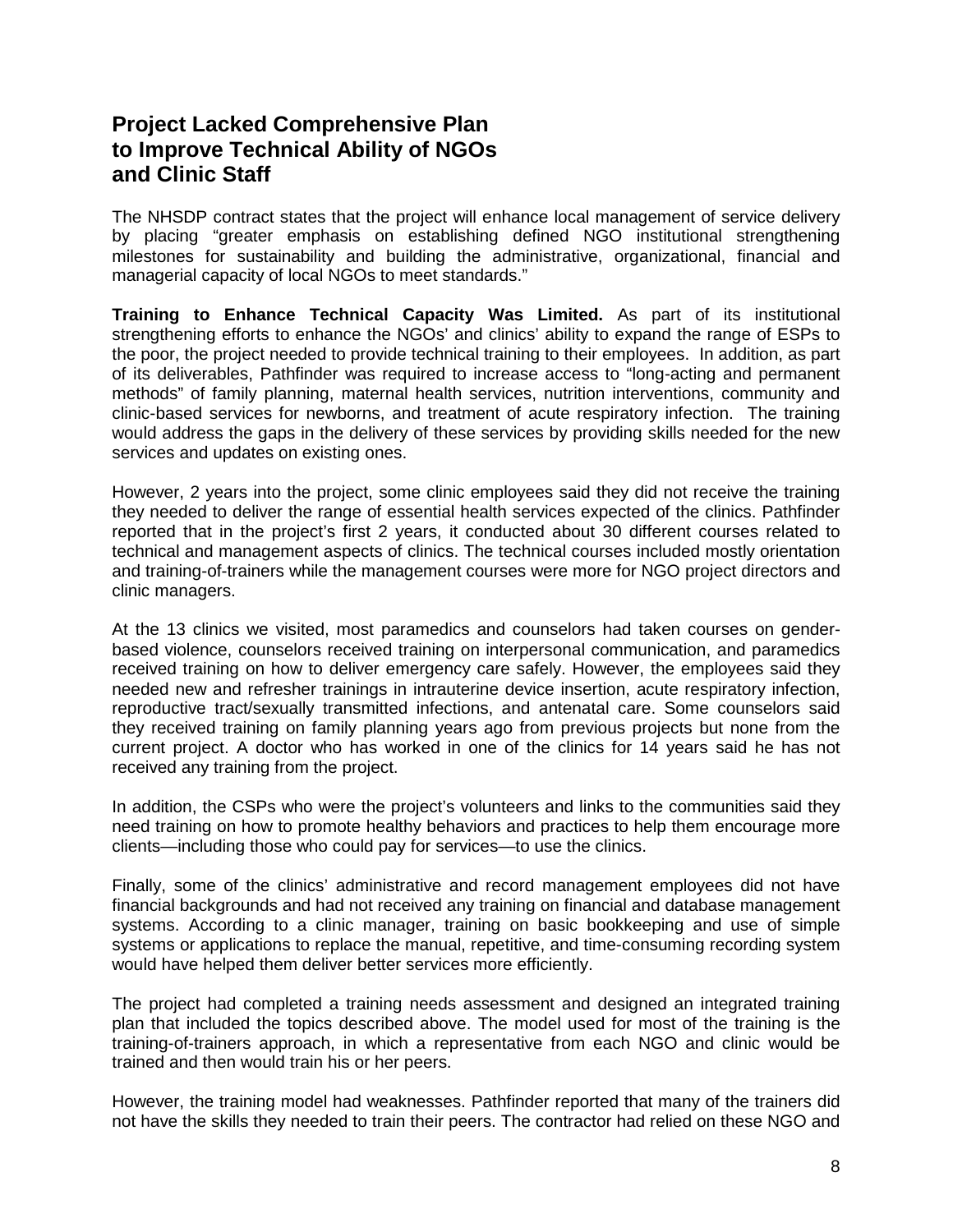## Project Lacked Comprehensive Plan to Improve Technical Ability of NGOs and Clinic Staff

The NHSDP contract states that the project will enhance local management of service delivery by placing "greater emphasis on establishing defined NGO institutional strengthening milestones for sustainability and building the administrative, organizational, financial and managerial capacity of local NGOs to meet standards."

**Training to Enhance Technical Capacity Was Limited.** As part of its institutional strengthening efforts to enhance the NGOs' and clinics' ability to expand the range of ESPs to the poor, the project needed to provide technical training to their employees. In addition, as part of its deliverables, Pathfinder was required to increase access to "long-acting and permanent methods" of family planning, maternal health services, nutrition interventions, community and clinic-based services for newborns, and treatment of acute respiratory infection. The training would address the gaps in the delivery of these services by providing skills needed for the new services and updates on existing ones.

However, 2 years into the project, some clinic employees said they did not receive the training they needed to deliver the range of essential health services expected of the clinics. Pathfinder reported that in the project's first 2 years, it conducted about 30 different courses related to technical and management aspects of clinics. The technical courses included mostly orientation and training-of-trainers while the management courses were more for NGO project directors and clinic managers.

At the 13 clinics we visited, most paramedics and counselors had taken courses on gender-based violence, counselors received training on interpersonal communication, and paramedics received training on how to deliver emergency care safely. However, the employees said they needed new and refresher trainings in intrauterine device insertion, acute respiratory infection, reproductive tract/sexually transmitted infections, and antenatal care. Some counselors said they received training on family planning years ago from previous projects but none from the current project. A doctor who has worked in one of the clinics for 14 years said he has not received any training from the project.

In addition, the CSPs who were the project's volunteers and links to the communities said they need training on how to promote healthy behaviors and practices to help them encourage more clients—including those who could pay for services—to use the clinics.

Finally, some of the clinics' administrative and record management employees did not have financial backgrounds and had not received any training on financial and database management systems. According to a clinic manager, training on basic bookkeeping and use of simple systems or applications to replace the manual, repetitive, and time-consuming recording system would have helped them deliver better services more efficiently.

The project had completed a training needs assessment and designed an integrated training plan that included the topics described above. The model used for most of the training is the training-of-trainers approach, in which a representative from each NGO and clinic would be trained and then would train his or her peers.

However, the training model had weaknesses. Pathfinder reported that many of the trainers did not have the skills they needed to train their peers. The contractor had relied on these NGO and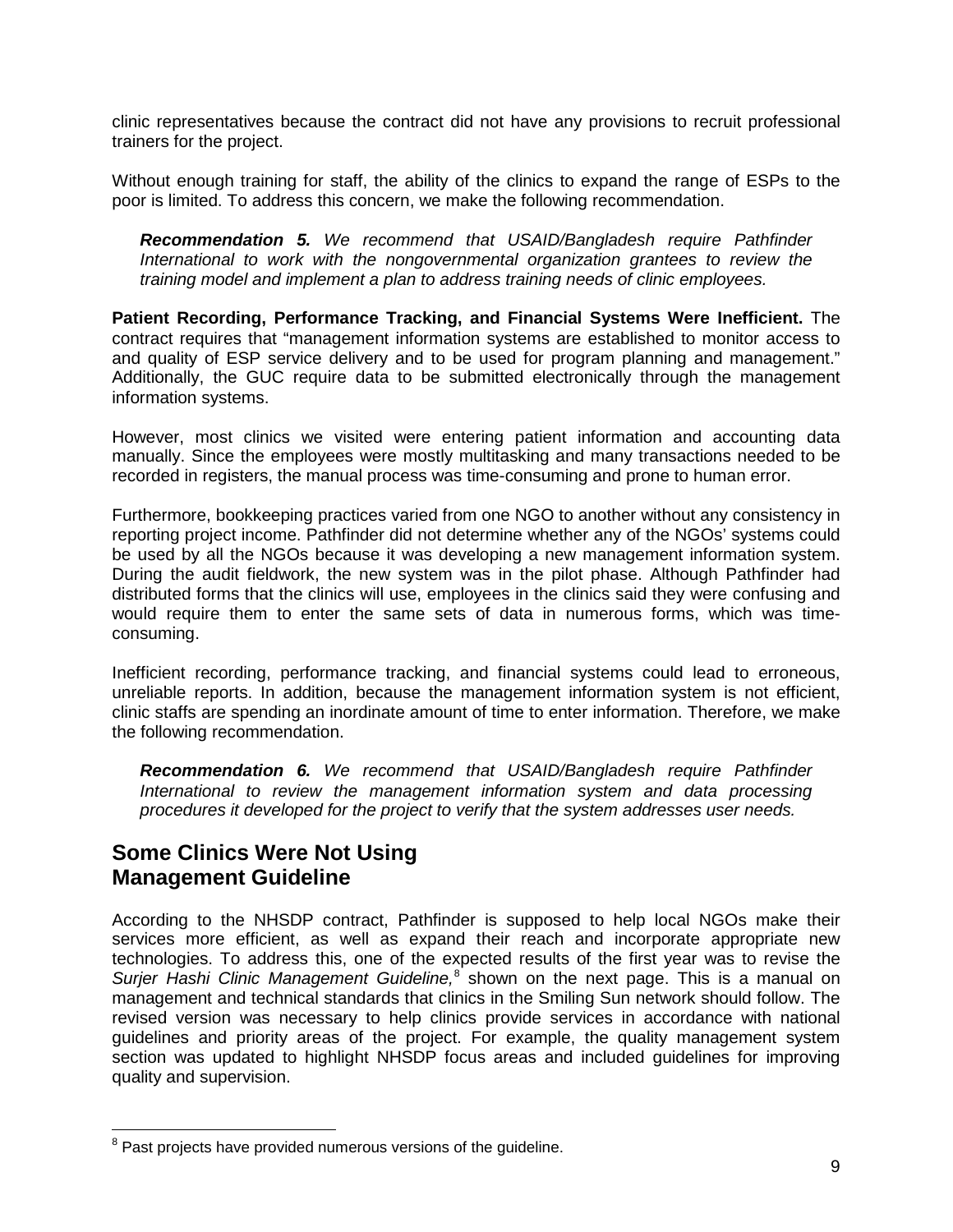clinic representatives because the contract did not have any provisions to recruit professional trainers for the project.

Without enough training for staff, the ability of the clinics to expand the range of ESPs to the poor is limited. To address this concern, we make the following recommendation.

> ***Recommendation 5.*** *We recommend that USAID/Bangladesh require Pathfinder International to work with the nongovernmental organization grantees to review the training model and implement a plan to address training needs of clinic employees.*

**Patient Recording, Performance Tracking, and Financial Systems Were Inefficient.** The contract requires that "management information systems are established to monitor access to and quality of ESP service delivery and to be used for program planning and management." Additionally, the GUC require data to be submitted electronically through the management information systems.

However, most clinics we visited were entering patient information and accounting data manually. Since the employees were mostly multitasking and many transactions needed to be recorded in registers, the manual process was time-consuming and prone to human error.

Furthermore, bookkeeping practices varied from one NGO to another without any consistency in reporting project income. Pathfinder did not determine whether any of the NGOs' systems could be used by all the NGOs because it was developing a new management information system. During the audit fieldwork, the new system was in the pilot phase. Although Pathfinder had distributed forms that the clinics will use, employees in the clinics said they were confusing and would require them to enter the same sets of data in numerous forms, which was time-consuming.

Inefficient recording, performance tracking, and financial systems could lead to erroneous, unreliable reports. In addition, because the management information system is not efficient, clinic staffs are spending an inordinate amount of time to enter information. Therefore, we make the following recommendation.

> ***Recommendation 6.*** *We recommend that USAID/Bangladesh require Pathfinder International to review the management information system and data processing procedures it developed for the project to verify that the system addresses user needs.*

## Some Clinics Were Not Using Management Guideline

According to the NHSDP contract, Pathfinder is supposed to help local NGOs make their services more efficient, as well as expand their reach and incorporate appropriate new technologies. To address this, one of the expected results of the first year was to revise the *Surjer Hashi Clinic Management Guideline,*[8] shown on the next page. This is a manual on management and technical standards that clinics in the Smiling Sun network should follow. The revised version was necessary to help clinics provide services in accordance with national guidelines and priority areas of the project. For example, the quality management system section was updated to highlight NHSDP focus areas and included guidelines for improving quality and supervision.

[8] Past projects have provided numerous versions of the guideline.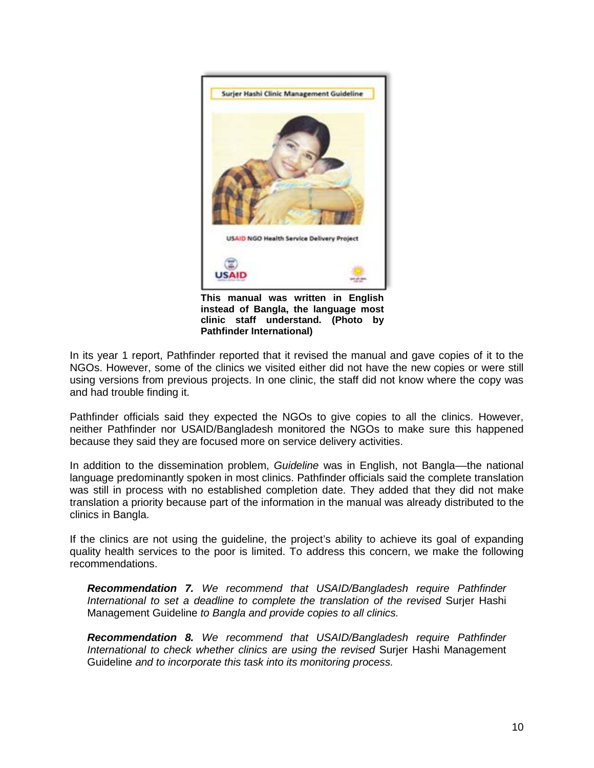**This manual was written in English instead of Bangla, the language most clinic staff understand. (Photo by Pathfinder International)**

In its year 1 report, Pathfinder reported that it revised the manual and gave copies of it to the NGOs. However, some of the clinics we visited either did not have the new copies or were still using versions from previous projects. In one clinic, the staff did not know where the copy was and had trouble finding it.

Pathfinder officials said they expected the NGOs to give copies to all the clinics. However, neither Pathfinder nor USAID/Bangladesh monitored the NGOs to make sure this happened because they said they are focused more on service delivery activities.

In addition to the dissemination problem, *Guideline* was in English, not Bangla—the national language predominantly spoken in most clinics. Pathfinder officials said the complete translation was still in process with no established completion date. They added that they did not make translation a priority because part of the information in the manual was already distributed to the clinics in Bangla.

If the clinics are not using the guideline, the project's ability to achieve its goal of expanding quality health services to the poor is limited. To address this concern, we make the following recommendations.

> ***Recommendation 7.*** *We recommend that USAID/Bangladesh require Pathfinder International to set a deadline to complete the translation of the revised* Surjer Hashi Management Guideline *to Bangla and provide copies to all clinics.*
>
> ***Recommendation 8.*** *We recommend that USAID/Bangladesh require Pathfinder International to check whether clinics are using the revised* Surjer Hashi Management Guideline *and to incorporate this task into its monitoring process.*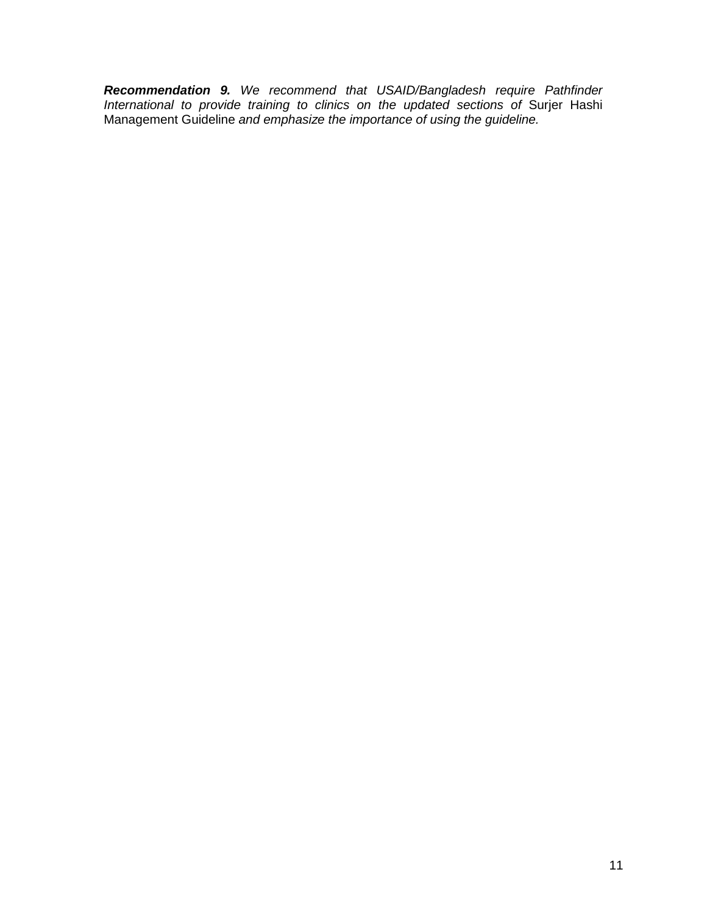***Recommendation 9.*** *We recommend that USAID/Bangladesh require Pathfinder International to provide training to clinics on the updated sections of* Surjer Hashi Management Guideline *and emphasize the importance of using the guideline.*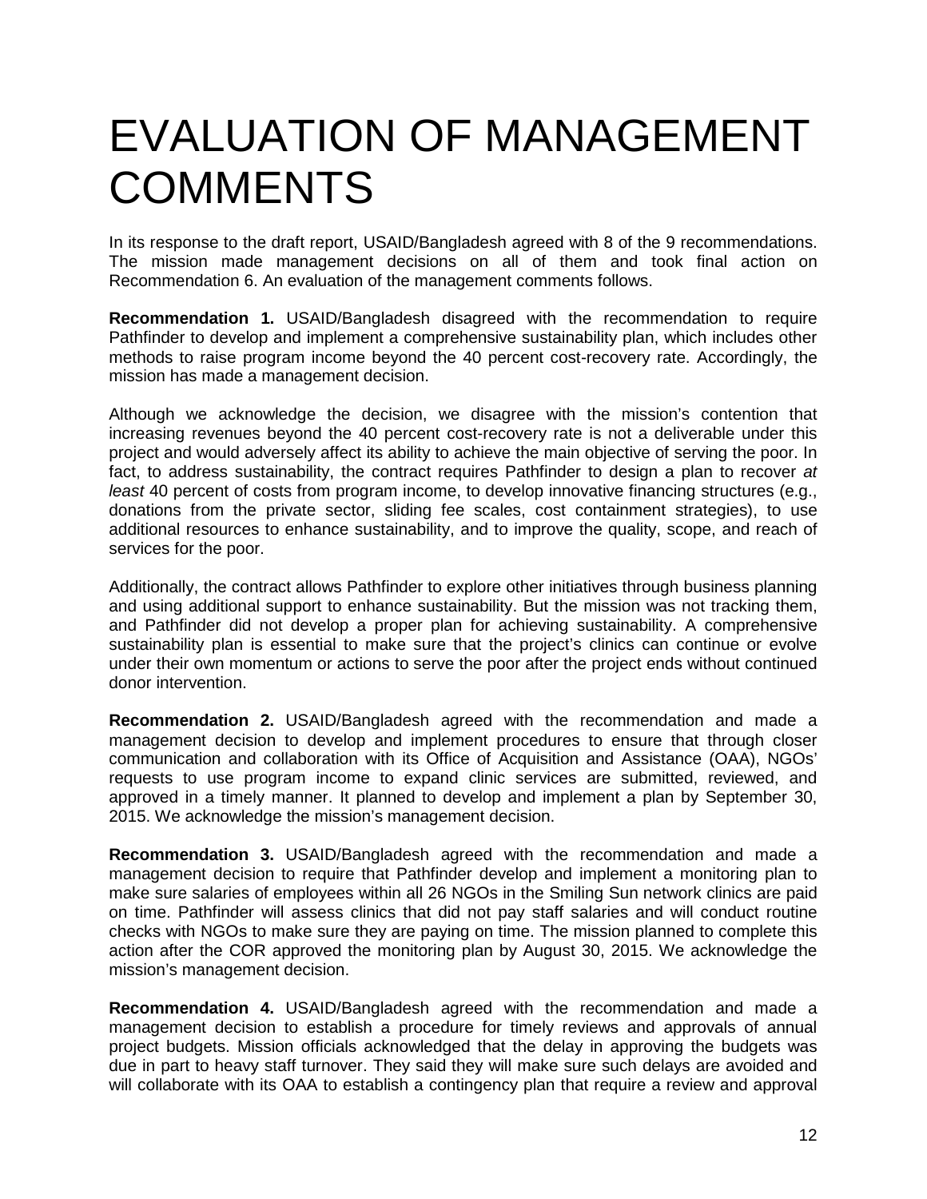# EVALUATION OF MANAGEMENT COMMENTS

In its response to the draft report, USAID/Bangladesh agreed with 8 of the 9 recommendations. The mission made management decisions on all of them and took final action on Recommendation 6. An evaluation of the management comments follows.

**Recommendation 1.** USAID/Bangladesh disagreed with the recommendation to require Pathfinder to develop and implement a comprehensive sustainability plan, which includes other methods to raise program income beyond the 40 percent cost-recovery rate. Accordingly, the mission has made a management decision.

Although we acknowledge the decision, we disagree with the mission's contention that increasing revenues beyond the 40 percent cost-recovery rate is not a deliverable under this project and would adversely affect its ability to achieve the main objective of serving the poor. In fact, to address sustainability, the contract requires Pathfinder to design a plan to recover *at least* 40 percent of costs from program income, to develop innovative financing structures (e.g., donations from the private sector, sliding fee scales, cost containment strategies), to use additional resources to enhance sustainability, and to improve the quality, scope, and reach of services for the poor.

Additionally, the contract allows Pathfinder to explore other initiatives through business planning and using additional support to enhance sustainability. But the mission was not tracking them, and Pathfinder did not develop a proper plan for achieving sustainability. A comprehensive sustainability plan is essential to make sure that the project's clinics can continue or evolve under their own momentum or actions to serve the poor after the project ends without continued donor intervention.

**Recommendation 2.** USAID/Bangladesh agreed with the recommendation and made a management decision to develop and implement procedures to ensure that through closer communication and collaboration with its Office of Acquisition and Assistance (OAA), NGOs' requests to use program income to expand clinic services are submitted, reviewed, and approved in a timely manner. It planned to develop and implement a plan by September 30, 2015. We acknowledge the mission's management decision.

**Recommendation 3.** USAID/Bangladesh agreed with the recommendation and made a management decision to require that Pathfinder develop and implement a monitoring plan to make sure salaries of employees within all 26 NGOs in the Smiling Sun network clinics are paid on time. Pathfinder will assess clinics that did not pay staff salaries and will conduct routine checks with NGOs to make sure they are paying on time. The mission planned to complete this action after the COR approved the monitoring plan by August 30, 2015. We acknowledge the mission's management decision.

**Recommendation 4.** USAID/Bangladesh agreed with the recommendation and made a management decision to establish a procedure for timely reviews and approvals of annual project budgets. Mission officials acknowledged that the delay in approving the budgets was due in part to heavy staff turnover. They said they will make sure such delays are avoided and will collaborate with its OAA to establish a contingency plan that require a review and approval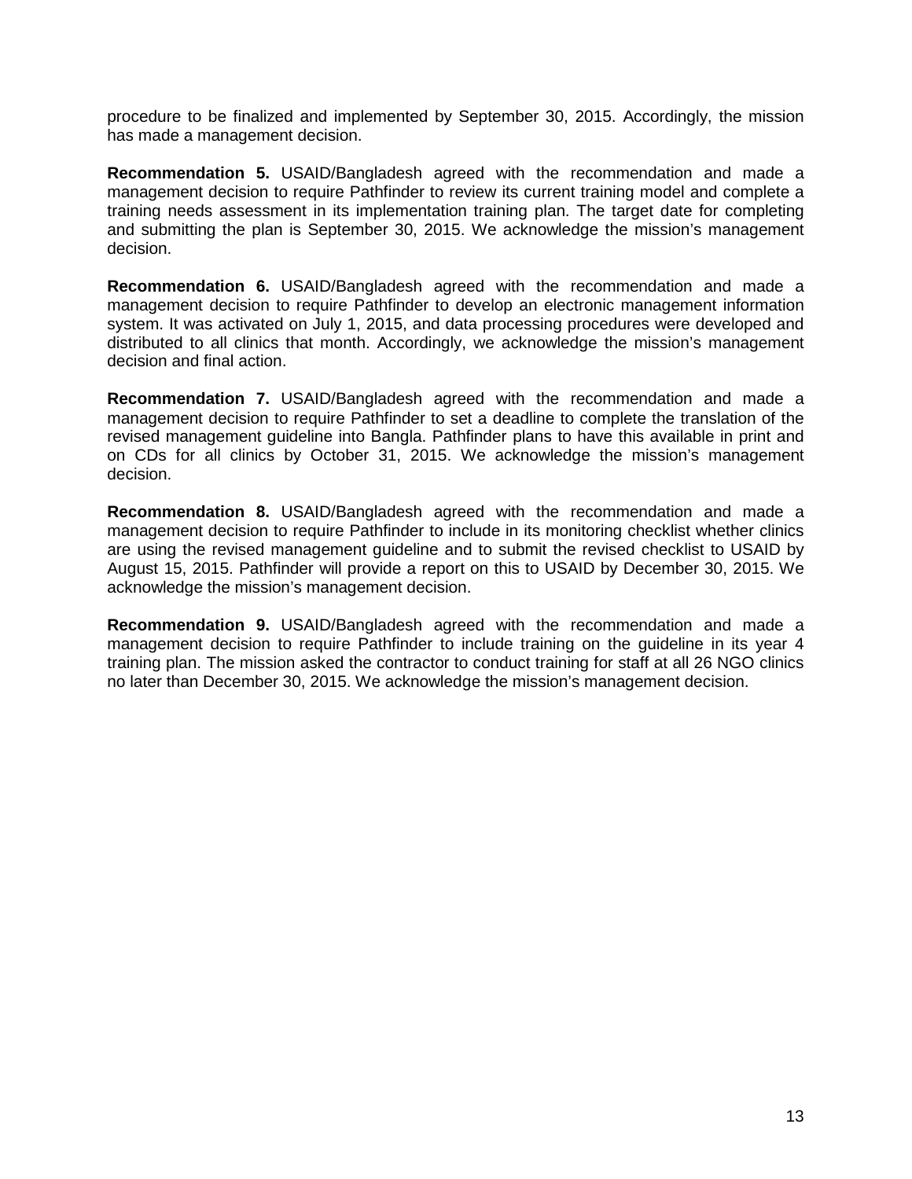procedure to be finalized and implemented by September 30, 2015. Accordingly, the mission has made a management decision.

**Recommendation 5.** USAID/Bangladesh agreed with the recommendation and made a management decision to require Pathfinder to review its current training model and complete a training needs assessment in its implementation training plan. The target date for completing and submitting the plan is September 30, 2015. We acknowledge the mission's management decision.

**Recommendation 6.** USAID/Bangladesh agreed with the recommendation and made a management decision to require Pathfinder to develop an electronic management information system. It was activated on July 1, 2015, and data processing procedures were developed and distributed to all clinics that month. Accordingly, we acknowledge the mission's management decision and final action.

**Recommendation 7.** USAID/Bangladesh agreed with the recommendation and made a management decision to require Pathfinder to set a deadline to complete the translation of the revised management guideline into Bangla. Pathfinder plans to have this available in print and on CDs for all clinics by October 31, 2015. We acknowledge the mission's management decision.

**Recommendation 8.** USAID/Bangladesh agreed with the recommendation and made a management decision to require Pathfinder to include in its monitoring checklist whether clinics are using the revised management guideline and to submit the revised checklist to USAID by August 15, 2015. Pathfinder will provide a report on this to USAID by December 30, 2015. We acknowledge the mission's management decision.

**Recommendation 9.** USAID/Bangladesh agreed with the recommendation and made a management decision to require Pathfinder to include training on the guideline in its year 4 training plan. The mission asked the contractor to conduct training for staff at all 26 NGO clinics no later than December 30, 2015. We acknowledge the mission's management decision.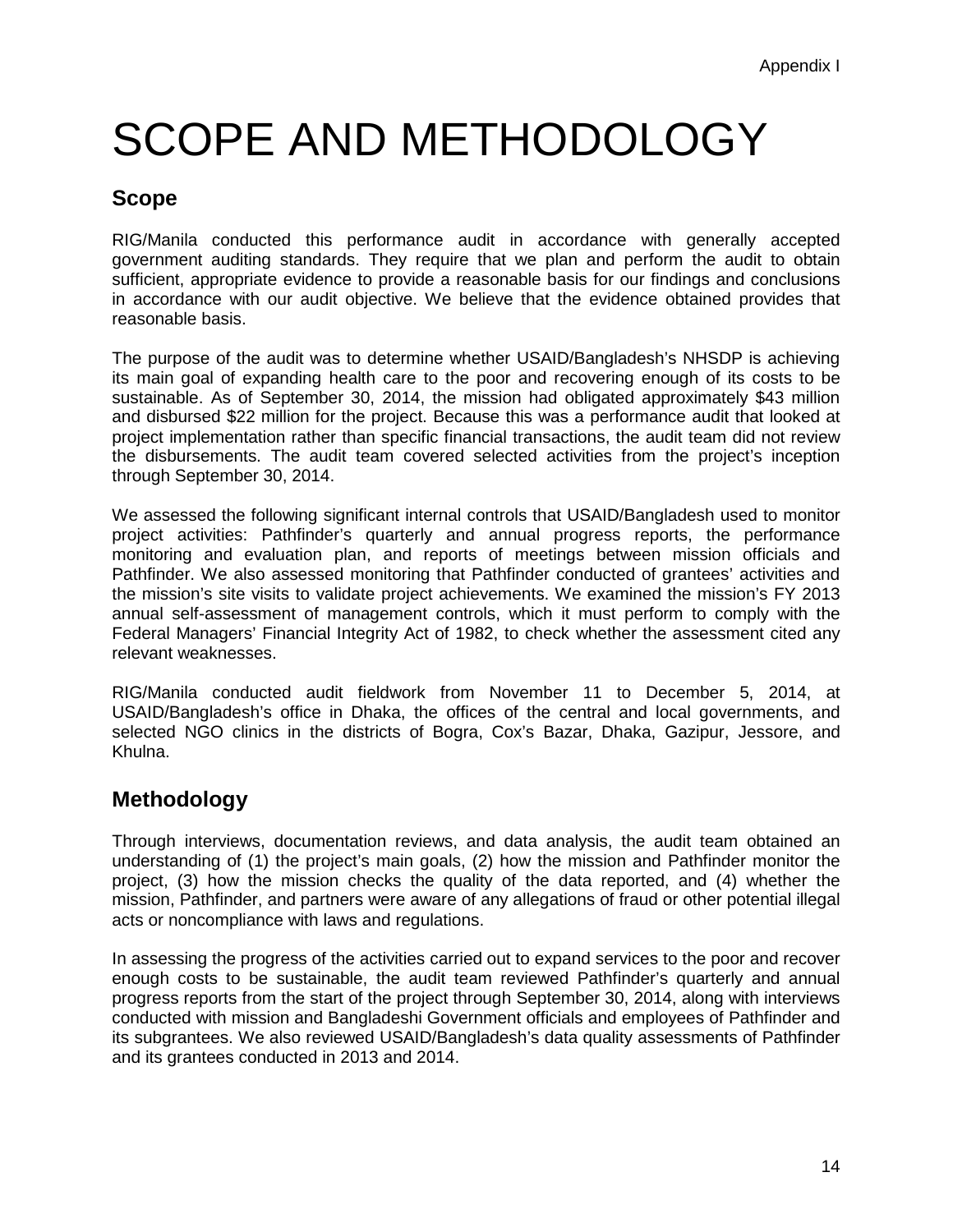Appendix I

# SCOPE AND METHODOLOGY

## Scope

RIG/Manila conducted this performance audit in accordance with generally accepted government auditing standards. They require that we plan and perform the audit to obtain sufficient, appropriate evidence to provide a reasonable basis for our findings and conclusions in accordance with our audit objective. We believe that the evidence obtained provides that reasonable basis.

The purpose of the audit was to determine whether USAID/Bangladesh's NHSDP is achieving its main goal of expanding health care to the poor and recovering enough of its costs to be sustainable. As of September 30, 2014, the mission had obligated approximately $43 million and disbursed $22 million for the project. Because this was a performance audit that looked at project implementation rather than specific financial transactions, the audit team did not review the disbursements. The audit team covered selected activities from the project's inception through September 30, 2014.

We assessed the following significant internal controls that USAID/Bangladesh used to monitor project activities: Pathfinder's quarterly and annual progress reports, the performance monitoring and evaluation plan, and reports of meetings between mission officials and Pathfinder. We also assessed monitoring that Pathfinder conducted of grantees' activities and the mission's site visits to validate project achievements. We examined the mission's FY 2013 annual self-assessment of management controls, which it must perform to comply with the Federal Managers' Financial Integrity Act of 1982, to check whether the assessment cited any relevant weaknesses.

RIG/Manila conducted audit fieldwork from November 11 to December 5, 2014, at USAID/Bangladesh's office in Dhaka, the offices of the central and local governments, and selected NGO clinics in the districts of Bogra, Cox's Bazar, Dhaka, Gazipur, Jessore, and Khulna.

## Methodology

Through interviews, documentation reviews, and data analysis, the audit team obtained an understanding of (1) the project's main goals, (2) how the mission and Pathfinder monitor the project, (3) how the mission checks the quality of the data reported, and (4) whether the mission, Pathfinder, and partners were aware of any allegations of fraud or other potential illegal acts or noncompliance with laws and regulations.

In assessing the progress of the activities carried out to expand services to the poor and recover enough costs to be sustainable, the audit team reviewed Pathfinder's quarterly and annual progress reports from the start of the project through September 30, 2014, along with interviews conducted with mission and Bangladeshi Government officials and employees of Pathfinder and its subgrantees. We also reviewed USAID/Bangladesh's data quality assessments of Pathfinder and its grantees conducted in 2013 and 2014.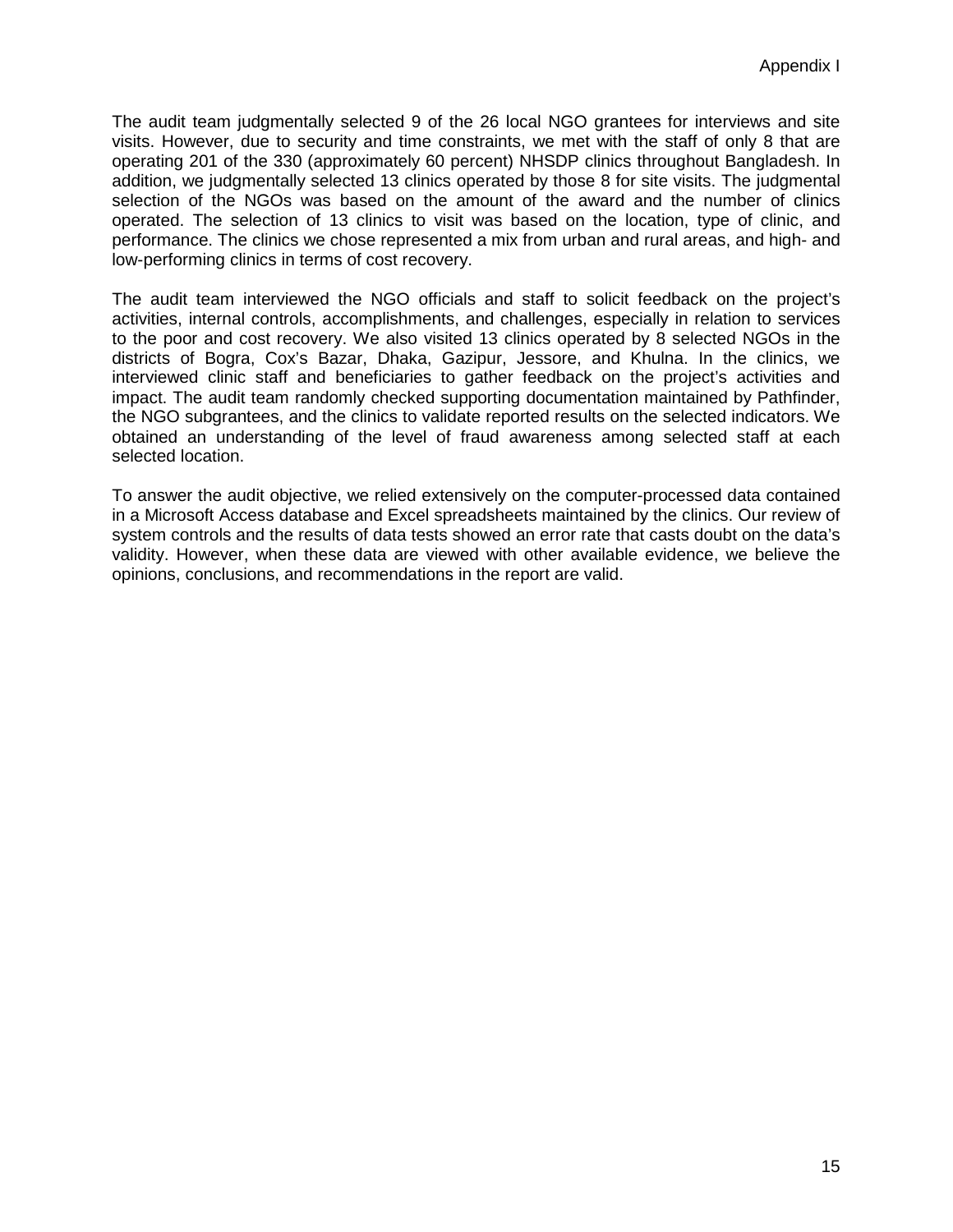The audit team judgmentally selected 9 of the 26 local NGO grantees for interviews and site visits. However, due to security and time constraints, we met with the staff of only 8 that are operating 201 of the 330 (approximately 60 percent) NHSDP clinics throughout Bangladesh. In addition, we judgmentally selected 13 clinics operated by those 8 for site visits. The judgmental selection of the NGOs was based on the amount of the award and the number of clinics operated. The selection of 13 clinics to visit was based on the location, type of clinic, and performance. The clinics we chose represented a mix from urban and rural areas, and high- and low-performing clinics in terms of cost recovery.

The audit team interviewed the NGO officials and staff to solicit feedback on the project's activities, internal controls, accomplishments, and challenges, especially in relation to services to the poor and cost recovery. We also visited 13 clinics operated by 8 selected NGOs in the districts of Bogra, Cox's Bazar, Dhaka, Gazipur, Jessore, and Khulna. In the clinics, we interviewed clinic staff and beneficiaries to gather feedback on the project's activities and impact. The audit team randomly checked supporting documentation maintained by Pathfinder, the NGO subgrantees, and the clinics to validate reported results on the selected indicators. We obtained an understanding of the level of fraud awareness among selected staff at each selected location.

To answer the audit objective, we relied extensively on the computer-processed data contained in a Microsoft Access database and Excel spreadsheets maintained by the clinics. Our review of system controls and the results of data tests showed an error rate that casts doubt on the data's validity. However, when these data are viewed with other available evidence, we believe the opinions, conclusions, and recommendations in the report are valid.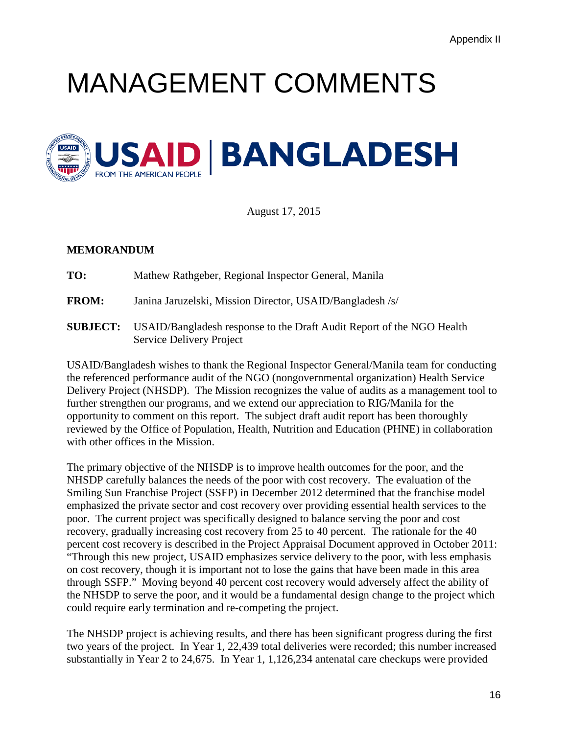# MANAGEMENT COMMENTS

**USAID | BANGLADESH**
FROM THE AMERICAN PEOPLE

August 17, 2015

**MEMORANDUM**

**TO:** Mathew Rathgeber, Regional Inspector General, Manila

**FROM:** Janina Jaruzelski, Mission Director, USAID/Bangladesh /s/

**SUBJECT:** USAID/Bangladesh response to the Draft Audit Report of the NGO Health Service Delivery Project

USAID/Bangladesh wishes to thank the Regional Inspector General/Manila team for conducting the referenced performance audit of the NGO (nongovernmental organization) Health Service Delivery Project (NHSDP). The Mission recognizes the value of audits as a management tool to further strengthen our programs, and we extend our appreciation to RIG/Manila for the opportunity to comment on this report. The subject draft audit report has been thoroughly reviewed by the Office of Population, Health, Nutrition and Education (PHNE) in collaboration with other offices in the Mission.

The primary objective of the NHSDP is to improve health outcomes for the poor, and the NHSDP carefully balances the needs of the poor with cost recovery. The evaluation of the Smiling Sun Franchise Project (SSFP) in December 2012 determined that the franchise model emphasized the private sector and cost recovery over providing essential health services to the poor. The current project was specifically designed to balance serving the poor and cost recovery, gradually increasing cost recovery from 25 to 40 percent. The rationale for the 40 percent cost recovery is described in the Project Appraisal Document approved in October 2011: "Through this new project, USAID emphasizes service delivery to the poor, with less emphasis on cost recovery, though it is important not to lose the gains that have been made in this area through SSFP." Moving beyond 40 percent cost recovery would adversely affect the ability of the NHSDP to serve the poor, and it would be a fundamental design change to the project which could require early termination and re-competing the project.

The NHSDP project is achieving results, and there has been significant progress during the first two years of the project. In Year 1, 22,439 total deliveries were recorded; this number increased substantially in Year 2 to 24,675. In Year 1, 1,126,234 antenatal care checkups were provided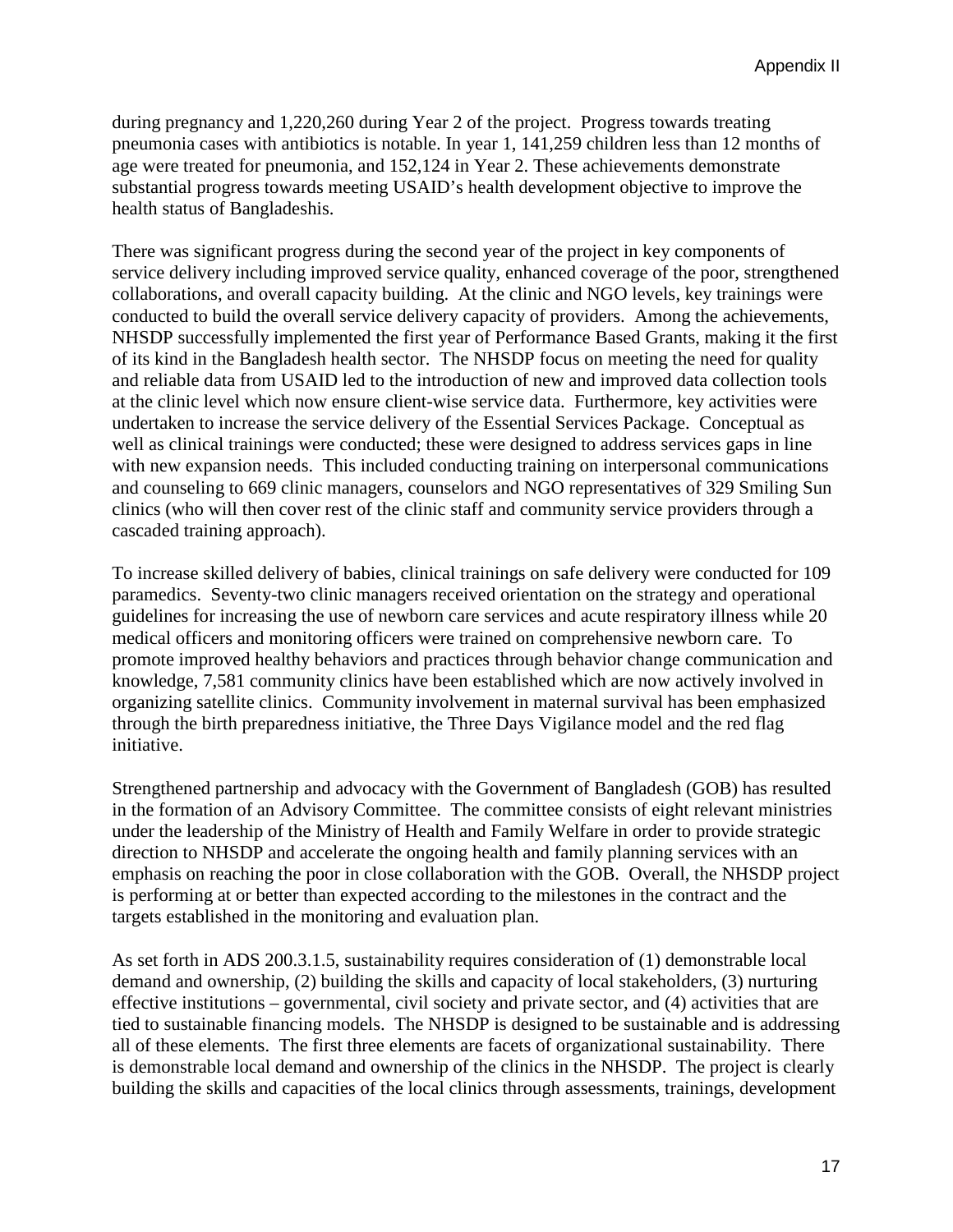during pregnancy and 1,220,260 during Year 2 of the project. Progress towards treating pneumonia cases with antibiotics is notable. In year 1, 141,259 children less than 12 months of age were treated for pneumonia, and 152,124 in Year 2. These achievements demonstrate substantial progress towards meeting USAID's health development objective to improve the health status of Bangladeshis.

There was significant progress during the second year of the project in key components of service delivery including improved service quality, enhanced coverage of the poor, strengthened collaborations, and overall capacity building. At the clinic and NGO levels, key trainings were conducted to build the overall service delivery capacity of providers. Among the achievements, NHSDP successfully implemented the first year of Performance Based Grants, making it the first of its kind in the Bangladesh health sector. The NHSDP focus on meeting the need for quality and reliable data from USAID led to the introduction of new and improved data collection tools at the clinic level which now ensure client-wise service data. Furthermore, key activities were undertaken to increase the service delivery of the Essential Services Package. Conceptual as well as clinical trainings were conducted; these were designed to address services gaps in line with new expansion needs. This included conducting training on interpersonal communications and counseling to 669 clinic managers, counselors and NGO representatives of 329 Smiling Sun clinics (who will then cover rest of the clinic staff and community service providers through a cascaded training approach).

To increase skilled delivery of babies, clinical trainings on safe delivery were conducted for 109 paramedics. Seventy-two clinic managers received orientation on the strategy and operational guidelines for increasing the use of newborn care services and acute respiratory illness while 20 medical officers and monitoring officers were trained on comprehensive newborn care. To promote improved healthy behaviors and practices through behavior change communication and knowledge, 7,581 community clinics have been established which are now actively involved in organizing satellite clinics. Community involvement in maternal survival has been emphasized through the birth preparedness initiative, the Three Days Vigilance model and the red flag initiative.

Strengthened partnership and advocacy with the Government of Bangladesh (GOB) has resulted in the formation of an Advisory Committee. The committee consists of eight relevant ministries under the leadership of the Ministry of Health and Family Welfare in order to provide strategic direction to NHSDP and accelerate the ongoing health and family planning services with an emphasis on reaching the poor in close collaboration with the GOB. Overall, the NHSDP project is performing at or better than expected according to the milestones in the contract and the targets established in the monitoring and evaluation plan.

As set forth in ADS 200.3.1.5, sustainability requires consideration of (1) demonstrable local demand and ownership, (2) building the skills and capacity of local stakeholders, (3) nurturing effective institutions – governmental, civil society and private sector, and (4) activities that are tied to sustainable financing models. The NHSDP is designed to be sustainable and is addressing all of these elements. The first three elements are facets of organizational sustainability. There is demonstrable local demand and ownership of the clinics in the NHSDP. The project is clearly building the skills and capacities of the local clinics through assessments, trainings, development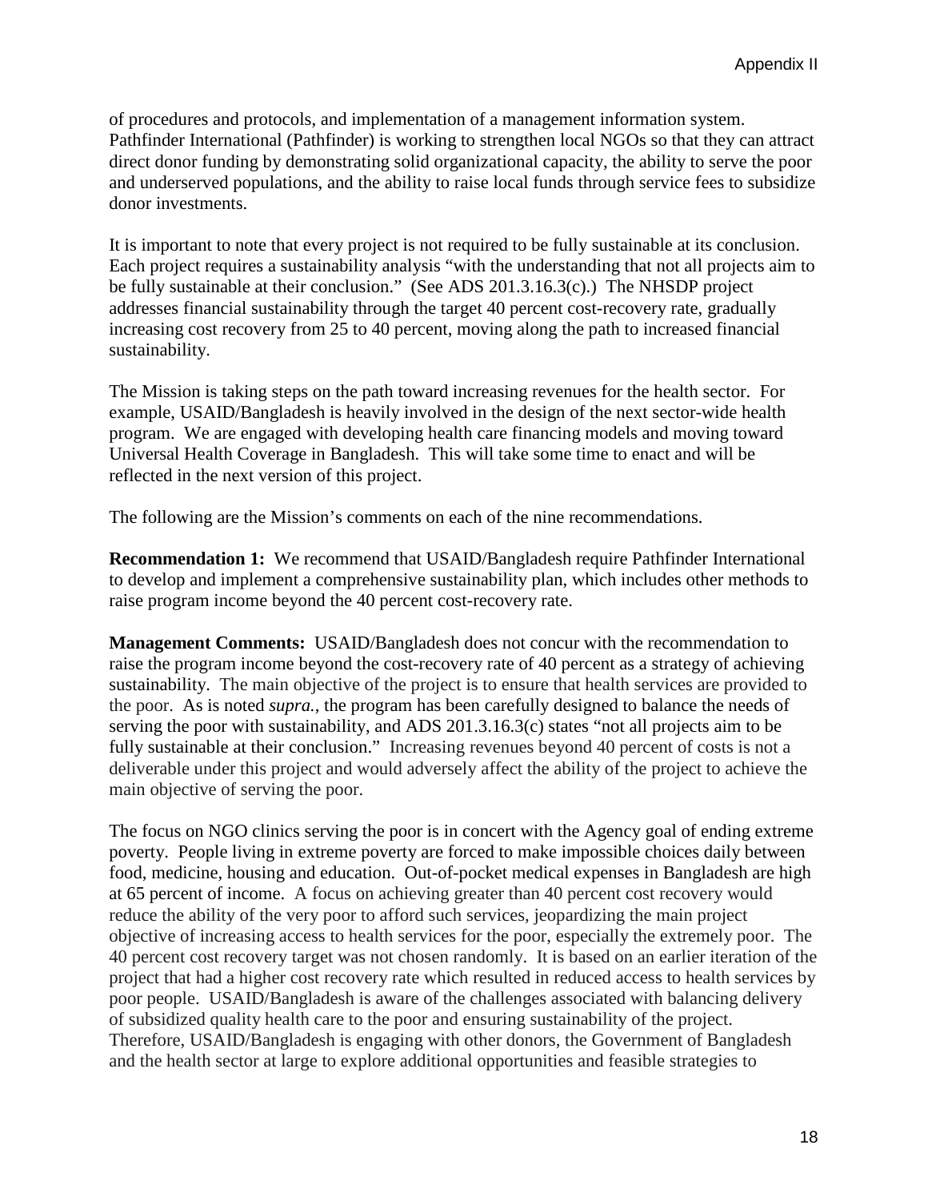of procedures and protocols, and implementation of a management information system. Pathfinder International (Pathfinder) is working to strengthen local NGOs so that they can attract direct donor funding by demonstrating solid organizational capacity, the ability to serve the poor and underserved populations, and the ability to raise local funds through service fees to subsidize donor investments.

It is important to note that every project is not required to be fully sustainable at its conclusion. Each project requires a sustainability analysis "with the understanding that not all projects aim to be fully sustainable at their conclusion." (See ADS 201.3.16.3(c).) The NHSDP project addresses financial sustainability through the target 40 percent cost-recovery rate, gradually increasing cost recovery from 25 to 40 percent, moving along the path to increased financial sustainability.

The Mission is taking steps on the path toward increasing revenues for the health sector. For example, USAID/Bangladesh is heavily involved in the design of the next sector-wide health program. We are engaged with developing health care financing models and moving toward Universal Health Coverage in Bangladesh. This will take some time to enact and will be reflected in the next version of this project.

The following are the Mission's comments on each of the nine recommendations.

**Recommendation 1:** We recommend that USAID/Bangladesh require Pathfinder International to develop and implement a comprehensive sustainability plan, which includes other methods to raise program income beyond the 40 percent cost-recovery rate.

**Management Comments:** USAID/Bangladesh does not concur with the recommendation to raise the program income beyond the cost-recovery rate of 40 percent as a strategy of achieving sustainability. The main objective of the project is to ensure that health services are provided to the poor. As is noted *supra.*, the program has been carefully designed to balance the needs of serving the poor with sustainability, and ADS 201.3.16.3(c) states "not all projects aim to be fully sustainable at their conclusion." Increasing revenues beyond 40 percent of costs is not a deliverable under this project and would adversely affect the ability of the project to achieve the main objective of serving the poor.

The focus on NGO clinics serving the poor is in concert with the Agency goal of ending extreme poverty. People living in extreme poverty are forced to make impossible choices daily between food, medicine, housing and education. Out-of-pocket medical expenses in Bangladesh are high at 65 percent of income. A focus on achieving greater than 40 percent cost recovery would reduce the ability of the very poor to afford such services, jeopardizing the main project objective of increasing access to health services for the poor, especially the extremely poor. The 40 percent cost recovery target was not chosen randomly. It is based on an earlier iteration of the project that had a higher cost recovery rate which resulted in reduced access to health services by poor people. USAID/Bangladesh is aware of the challenges associated with balancing delivery of subsidized quality health care to the poor and ensuring sustainability of the project. Therefore, USAID/Bangladesh is engaging with other donors, the Government of Bangladesh and the health sector at large to explore additional opportunities and feasible strategies to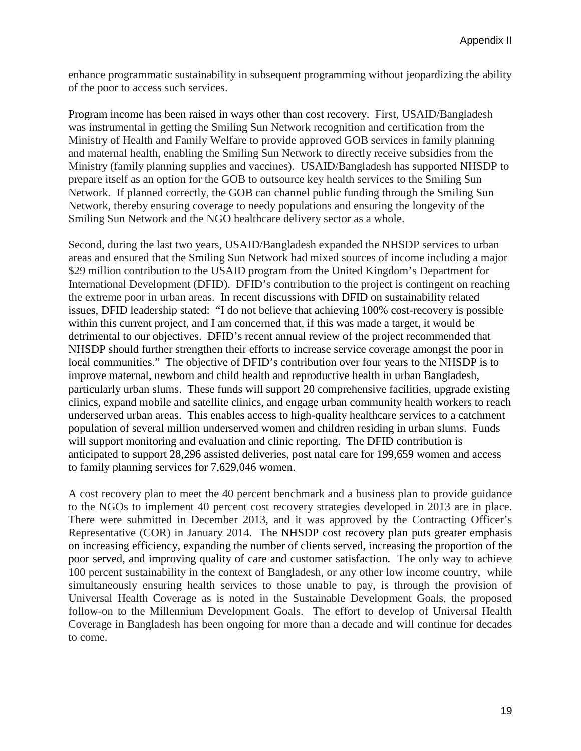enhance programmatic sustainability in subsequent programming without jeopardizing the ability of the poor to access such services.

Program income has been raised in ways other than cost recovery. First, USAID/Bangladesh was instrumental in getting the Smiling Sun Network recognition and certification from the Ministry of Health and Family Welfare to provide approved GOB services in family planning and maternal health, enabling the Smiling Sun Network to directly receive subsidies from the Ministry (family planning supplies and vaccines). USAID/Bangladesh has supported NHSDP to prepare itself as an option for the GOB to outsource key health services to the Smiling Sun Network. If planned correctly, the GOB can channel public funding through the Smiling Sun Network, thereby ensuring coverage to needy populations and ensuring the longevity of the Smiling Sun Network and the NGO healthcare delivery sector as a whole.

Second, during the last two years, USAID/Bangladesh expanded the NHSDP services to urban areas and ensured that the Smiling Sun Network had mixed sources of income including a major $29 million contribution to the USAID program from the United Kingdom's Department for International Development (DFID). DFID's contribution to the project is contingent on reaching the extreme poor in urban areas. In recent discussions with DFID on sustainability related issues, DFID leadership stated: "I do not believe that achieving 100% cost-recovery is possible within this current project, and I am concerned that, if this was made a target, it would be detrimental to our objectives. DFID's recent annual review of the project recommended that NHSDP should further strengthen their efforts to increase service coverage amongst the poor in local communities." The objective of DFID's contribution over four years to the NHSDP is to improve maternal, newborn and child health and reproductive health in urban Bangladesh, particularly urban slums. These funds will support 20 comprehensive facilities, upgrade existing clinics, expand mobile and satellite clinics, and engage urban community health workers to reach underserved urban areas. This enables access to high-quality healthcare services to a catchment population of several million underserved women and children residing in urban slums. Funds will support monitoring and evaluation and clinic reporting. The DFID contribution is anticipated to support 28,296 assisted deliveries, post natal care for 199,659 women and access to family planning services for 7,629,046 women.

A cost recovery plan to meet the 40 percent benchmark and a business plan to provide guidance to the NGOs to implement 40 percent cost recovery strategies developed in 2013 are in place. There were submitted in December 2013, and it was approved by the Contracting Officer's Representative (COR) in January 2014. The NHSDP cost recovery plan puts greater emphasis on increasing efficiency, expanding the number of clients served, increasing the proportion of the poor served, and improving quality of care and customer satisfaction. The only way to achieve 100 percent sustainability in the context of Bangladesh, or any other low income country, while simultaneously ensuring health services to those unable to pay, is through the provision of Universal Health Coverage as is noted in the Sustainable Development Goals, the proposed follow-on to the Millennium Development Goals. The effort to develop of Universal Health Coverage in Bangladesh has been ongoing for more than a decade and will continue for decades to come.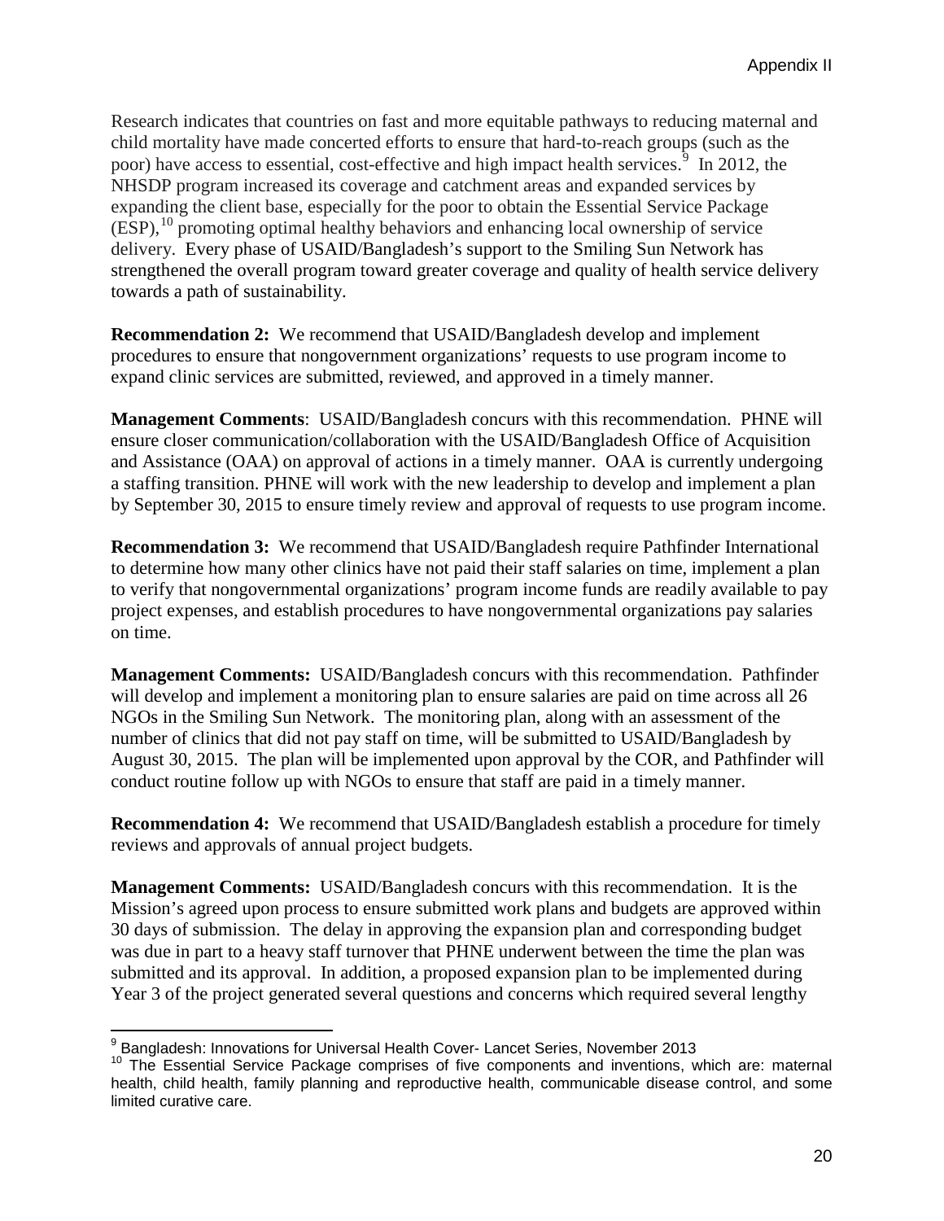Research indicates that countries on fast and more equitable pathways to reducing maternal and child mortality have made concerted efforts to ensure that hard-to-reach groups (such as the poor) have access to essential, cost-effective and high impact health services.[9] In 2012, the NHSDP program increased its coverage and catchment areas and expanded services by expanding the client base, especially for the poor to obtain the Essential Service Package (ESP),[10] promoting optimal healthy behaviors and enhancing local ownership of service delivery. Every phase of USAID/Bangladesh's support to the Smiling Sun Network has strengthened the overall program toward greater coverage and quality of health service delivery towards a path of sustainability.

**Recommendation 2:** We recommend that USAID/Bangladesh develop and implement procedures to ensure that nongovernment organizations' requests to use program income to expand clinic services are submitted, reviewed, and approved in a timely manner.

**Management Comments**: USAID/Bangladesh concurs with this recommendation. PHNE will ensure closer communication/collaboration with the USAID/Bangladesh Office of Acquisition and Assistance (OAA) on approval of actions in a timely manner. OAA is currently undergoing a staffing transition. PHNE will work with the new leadership to develop and implement a plan by September 30, 2015 to ensure timely review and approval of requests to use program income.

**Recommendation 3:** We recommend that USAID/Bangladesh require Pathfinder International to determine how many other clinics have not paid their staff salaries on time, implement a plan to verify that nongovernmental organizations' program income funds are readily available to pay project expenses, and establish procedures to have nongovernmental organizations pay salaries on time.

**Management Comments:** USAID/Bangladesh concurs with this recommendation. Pathfinder will develop and implement a monitoring plan to ensure salaries are paid on time across all 26 NGOs in the Smiling Sun Network. The monitoring plan, along with an assessment of the number of clinics that did not pay staff on time, will be submitted to USAID/Bangladesh by August 30, 2015. The plan will be implemented upon approval by the COR, and Pathfinder will conduct routine follow up with NGOs to ensure that staff are paid in a timely manner.

**Recommendation 4:** We recommend that USAID/Bangladesh establish a procedure for timely reviews and approvals of annual project budgets.

**Management Comments:** USAID/Bangladesh concurs with this recommendation. It is the Mission's agreed upon process to ensure submitted work plans and budgets are approved within 30 days of submission. The delay in approving the expansion plan and corresponding budget was due in part to a heavy staff turnover that PHNE underwent between the time the plan was submitted and its approval. In addition, a proposed expansion plan to be implemented during Year 3 of the project generated several questions and concerns which required several lengthy

[9] Bangladesh: Innovations for Universal Health Cover- Lancet Series, November 2013

[10] The Essential Service Package comprises of five components and inventions, which are: maternal health, child health, family planning and reproductive health, communicable disease control, and some limited curative care.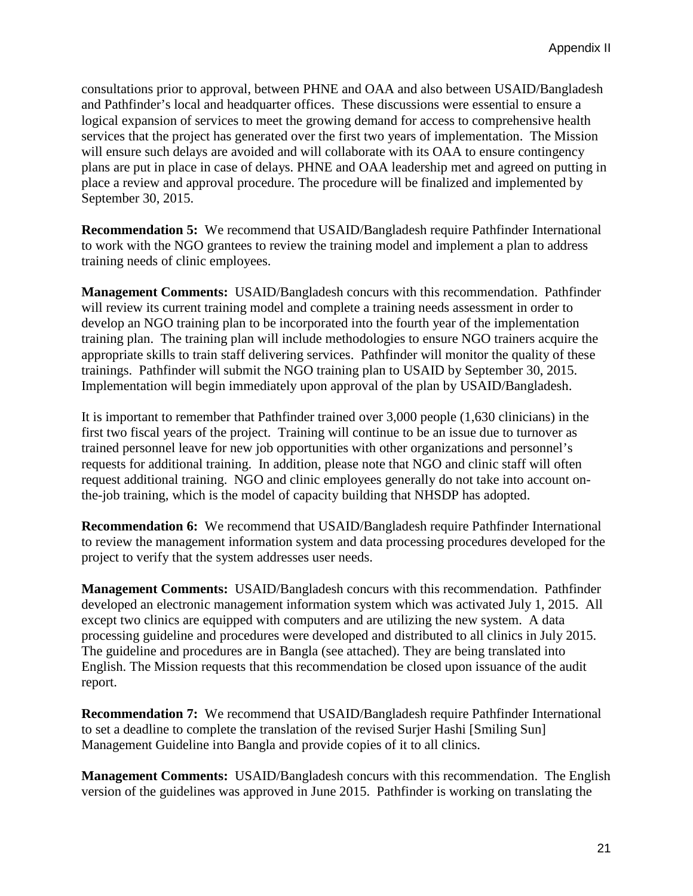consultations prior to approval, between PHNE and OAA and also between USAID/Bangladesh and Pathfinder's local and headquarter offices. These discussions were essential to ensure a logical expansion of services to meet the growing demand for access to comprehensive health services that the project has generated over the first two years of implementation. The Mission will ensure such delays are avoided and will collaborate with its OAA to ensure contingency plans are put in place in case of delays. PHNE and OAA leadership met and agreed on putting in place a review and approval procedure. The procedure will be finalized and implemented by September 30, 2015.

**Recommendation 5:** We recommend that USAID/Bangladesh require Pathfinder International to work with the NGO grantees to review the training model and implement a plan to address training needs of clinic employees.

**Management Comments:** USAID/Bangladesh concurs with this recommendation. Pathfinder will review its current training model and complete a training needs assessment in order to develop an NGO training plan to be incorporated into the fourth year of the implementation training plan. The training plan will include methodologies to ensure NGO trainers acquire the appropriate skills to train staff delivering services. Pathfinder will monitor the quality of these trainings. Pathfinder will submit the NGO training plan to USAID by September 30, 2015. Implementation will begin immediately upon approval of the plan by USAID/Bangladesh.

It is important to remember that Pathfinder trained over 3,000 people (1,630 clinicians) in the first two fiscal years of the project. Training will continue to be an issue due to turnover as trained personnel leave for new job opportunities with other organizations and personnel's requests for additional training. In addition, please note that NGO and clinic staff will often request additional training. NGO and clinic employees generally do not take into account on-the-job training, which is the model of capacity building that NHSDP has adopted.

**Recommendation 6:** We recommend that USAID/Bangladesh require Pathfinder International to review the management information system and data processing procedures developed for the project to verify that the system addresses user needs.

**Management Comments:** USAID/Bangladesh concurs with this recommendation. Pathfinder developed an electronic management information system which was activated July 1, 2015. All except two clinics are equipped with computers and are utilizing the new system. A data processing guideline and procedures were developed and distributed to all clinics in July 2015. The guideline and procedures are in Bangla (see attached). They are being translated into English. The Mission requests that this recommendation be closed upon issuance of the audit report.

**Recommendation 7:** We recommend that USAID/Bangladesh require Pathfinder International to set a deadline to complete the translation of the revised Surjer Hashi [Smiling Sun] Management Guideline into Bangla and provide copies of it to all clinics.

**Management Comments:** USAID/Bangladesh concurs with this recommendation. The English version of the guidelines was approved in June 2015. Pathfinder is working on translating the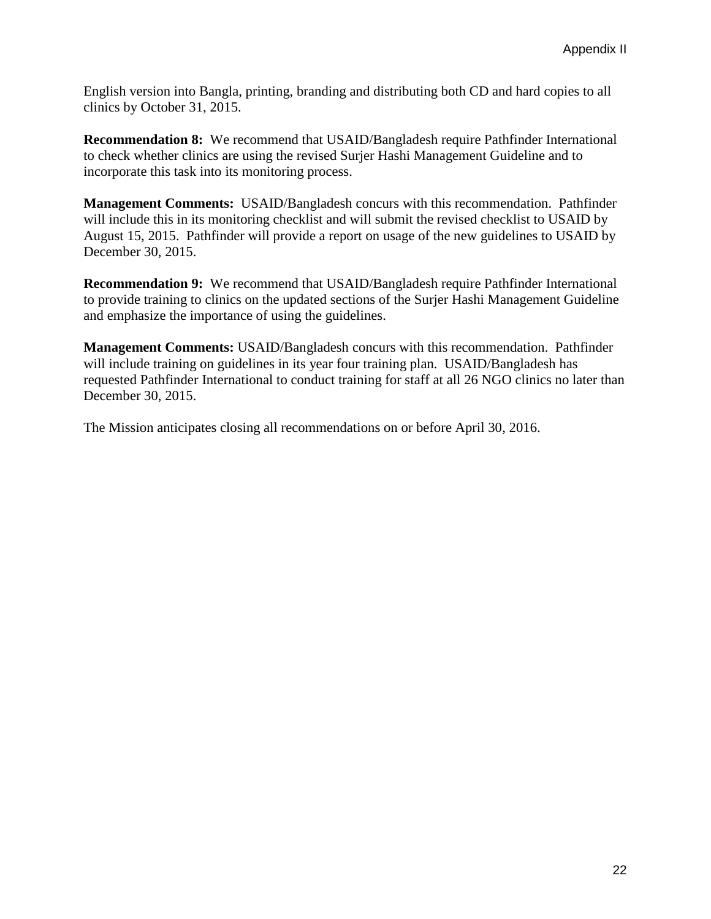English version into Bangla, printing, branding and distributing both CD and hard copies to all clinics by October 31, 2015.

**Recommendation 8:** We recommend that USAID/Bangladesh require Pathfinder International to check whether clinics are using the revised Surjer Hashi Management Guideline and to incorporate this task into its monitoring process.

**Management Comments:** USAID/Bangladesh concurs with this recommendation. Pathfinder will include this in its monitoring checklist and will submit the revised checklist to USAID by August 15, 2015. Pathfinder will provide a report on usage of the new guidelines to USAID by December 30, 2015.

**Recommendation 9:** We recommend that USAID/Bangladesh require Pathfinder International to provide training to clinics on the updated sections of the Surjer Hashi Management Guideline and emphasize the importance of using the guidelines.

**Management Comments:** USAID/Bangladesh concurs with this recommendation. Pathfinder will include training on guidelines in its year four training plan. USAID/Bangladesh has requested Pathfinder International to conduct training for staff at all 26 NGO clinics no later than December 30, 2015.

The Mission anticipates closing all recommendations on or before April 30, 2016.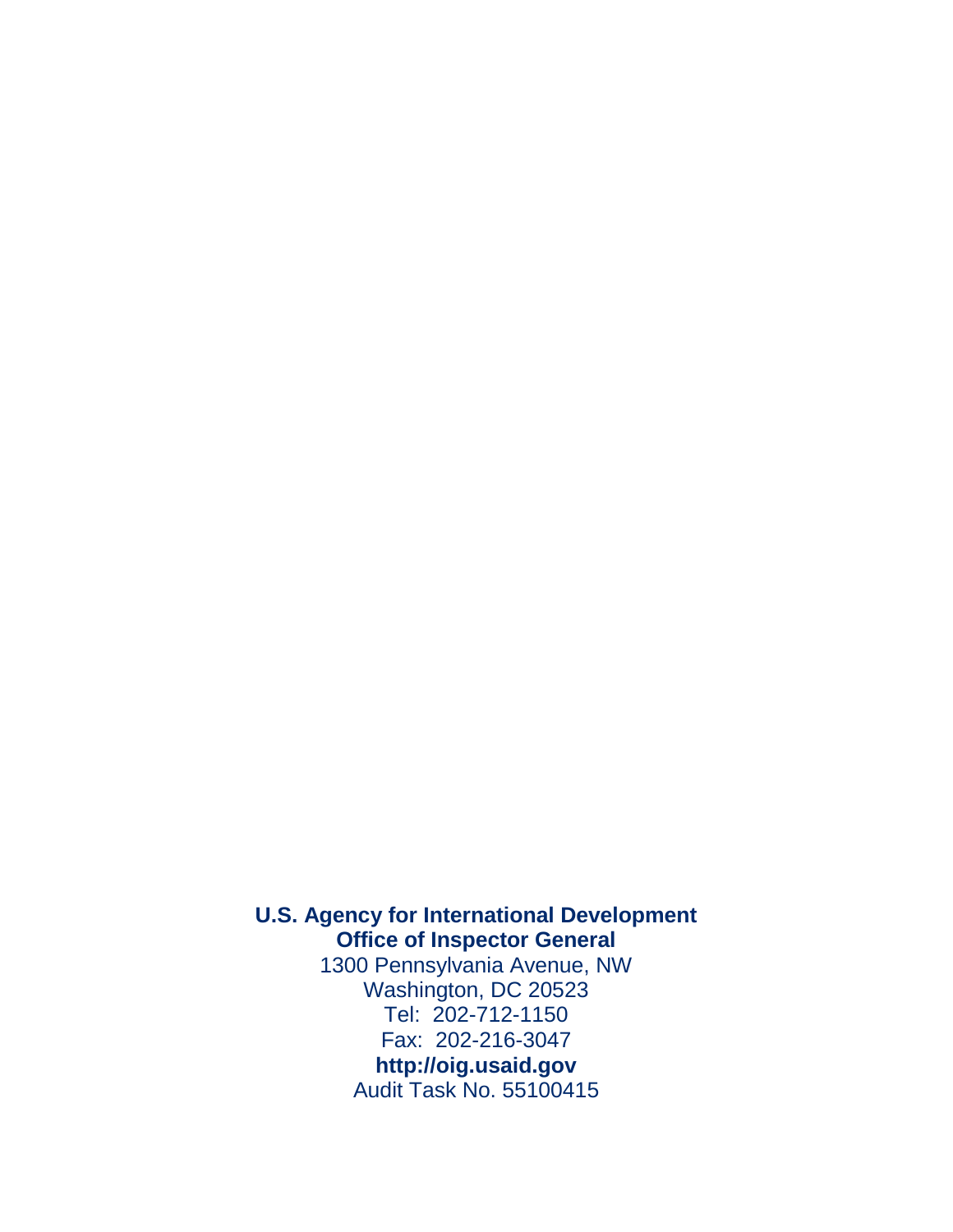**U.S. Agency for International Development**
**Office of Inspector General**
1300 Pennsylvania Avenue, NW
Washington, DC 20523
Tel: 202-712-1150
Fax: 202-216-3047
**http://oig.usaid.gov**
Audit Task No. 55100415